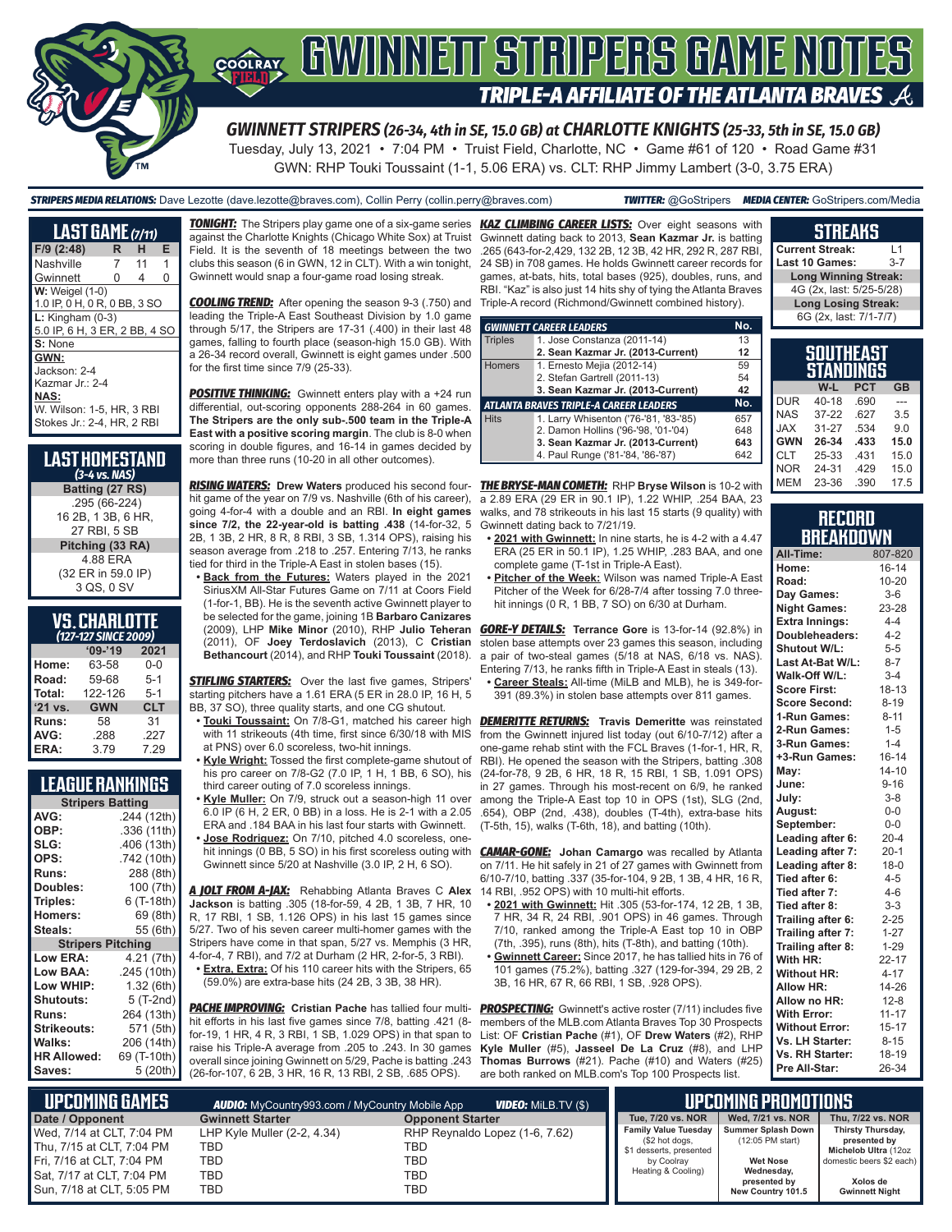# GWINNETT STRIPERS GAME NOTES

## TRIPLE-A AFFILIATE OF THE ATLANTA BRAVES

**GWINNETT STRIPERS (26-34, 4th in SE, 15.0 GB) at CHARLOTTE KNIGHTS (25-33, 5th in SE, 15.0 GB)**

Tuesday, July 13, 2021 • 7:04 PM • Truist Field, Charlotte, NC • Game #61 of 120 • Road Game #31

GWN: RHP Touki Toussaint (1-1, 5.06 ERA) vs. CLT: RHP Jimmy Lambert (3-0, 3.75 ERA)

**STRIPERS MEDIA RELATIONS:** Dave Lezotte (dave.lezotte@braves.com), Collin Perry (collin.perry@braves.com) **TWITTER:** @GoStripers **MEDIA CENTER:** GoStripers.com/Media

### LAST GAME (7/11)

| F/9 (2:48) | R | H | E |
|---|---|---|---|
| Nashville | 7 | 11 | 1 |
| Gwinnett | 0 | 4 | 0 |

**W:** Weigel (1-0)
1.0 IP, 0 H, 0 R, 0 BB, 3 SO

**L:** Kingham (0-3)
5.0 IP, 6 H, 3 ER, 2 BB, 4 SO

**S:** None

**GWN:**
Jackson: 2-4
Kazmar Jr.: 2-4

**NAS:**
W. Wilson: 1-5, HR, 3 RBI
Stokes Jr.: 2-4, HR, 2 RBI

### LAST HOMESTAND
*(3-4 vs. NAS)*

**Batting (27 RS)**
.295 (66-224)
16 2B, 1 3B, 6 HR,
27 RBI, 5 SB

**Pitching (33 RA)**
4.88 ERA
(32 ER in 59.0 IP)
3 QS, 0 SV

### VS. CHARLOTTE
*(127-127 SINCE 2009)*

| | '09-'19 | 2021 |
|---|---|---|
| Home: | 63-58 | 0-0 |
| Road: | 59-68 | 5-1 |
| Total: | 122-126 | 5-1 |
| '21 vs. | GWN | CLT |
| Runs: | 58 | 31 |
| AVG: | .288 | .227 |
| ERA: | 3.79 | 7.29 |

### LEAGUE RANKINGS

| Stripers Batting | |
|---|---|
| AVG: | .244 (12th) |
| OBP: | .336 (11th) |
| SLG: | .406 (13th) |
| OPS: | .742 (10th) |
| Runs: | 288 (8th) |
| Doubles: | 100 (7th) |
| Triples: | 6 (T-18th) |
| Homers: | 69 (8th) |
| Steals: | 55 (6th) |
| **Stripers Pitching** | |
| Low ERA: | 4.21 (7th) |
| Low BAA: | .245 (10th) |
| Low WHIP: | 1.32 (6th) |
| Shutouts: | 5 (T-2nd) |
| Runs: | 264 (13th) |
| Strikeouts: | 571 (5th) |
| Walks: | 206 (14th) |
| HR Allowed: | 69 (T-10th) |
| Saves: | 5 (20th) |

***TONIGHT:*** The Stripers play game one of a six-game series against the Charlotte Knights (Chicago White Sox) at Truist Field. It is the seventh of 18 meetings between the two clubs this season (6 in GWN, 12 in CLT). With a win tonight, Gwinnett would snap a four-game road losing streak.

***COOLING TREND:*** After opening the season 9-3 (.750) and leading the Triple-A East Southeast Division by 1.0 game through 5/17, the Stripers are 17-31 (.400) in their last 48 games, falling to fourth place (season-high 15.0 GB). With a 26-34 record overall, Gwinnett is eight games under .500 for the first time since 7/9 (25-33).

***POSITIVE THINKING:*** Gwinnett enters play with a +24 run differential, out-scoring opponents 288-264 in 60 games. **The Stripers are the only sub-.500 team in the Triple-A East with a positive scoring margin**. The club is 8-0 when scoring in double figures, and 16-14 in games decided by more than three runs (10-20 in all other outcomes).

***RISING WATERS:*** **Drew Waters** produced his second four-hit game of the year on 7/9 vs. Nashville (6th of his career), going 4-for-4 with a double and an RBI. **In eight games since 7/2, the 22-year-old is batting .438** (14-for-32, 5 2B, 1 3B, 2 HR, 8 R, 8 RBI, 3 SB, 1.314 OPS), raising his season average from .218 to .257. Entering 7/13, he ranks tied for third in the Triple-A East in stolen bases (15).

- **Back from the Futures:** Waters played in the 2021 SiriusXM All-Star Futures Game on 7/11 at Coors Field (1-for-1, BB). He is the seventh active Gwinnett player to be selected for the game, joining 1B **Barbaro Canizares** (2009), LHP **Mike Minor** (2010), RHP **Julio Teheran** (2011), OF **Joey Terdoslavich** (2013), C **Christian Bethancourt** (2014), and RHP **Touki Toussaint** (2018).

***STIFLING STARTERS:*** Over the last five games, Stripers' starting pitchers have a 1.61 ERA (5 ER in 28.0 IP, 16 H, 5 BB, 37 SO), three quality starts, and one CG shutout.

- **Touki Toussaint:** On 7/8-G1, matched his career high with 11 strikeouts (4th time, first since 6/30/18 with MIS at PNS) over 6.0 scoreless, two-hit innings.
- **Kyle Wright:** Tossed the first complete-game shutout of his pro career on 7/8-G2 (7.0 IP, 1 H, 1 BB, 6 SO), his third career outing of 7.0 scoreless innings.
- **Kyle Muller:** On 7/9, struck out a season-high 11 over 6.0 IP (6 H, 2 ER, 0 BB) in a loss. He is 2-1 with a 2.05 ERA and .184 BAA in his last four starts with Gwinnett.
- **Jose Rodriguez:** On 7/10, pitched 4.0 scoreless, one-hit innings (0 BB, 5 SO) in his first scoreless outing with Gwinnett since 5/20 at Nashville (3.0 IP, 2 H, 6 SO).

***A JOLT FROM A-JAX:*** Rehabbing Atlanta Braves C **Alex Jackson** is batting .305 (18-for-59, 4 2B, 1 3B, 7 HR, 10 R, 17 RBI, 1 SB, 1.126 OPS) in his last 15 games since 5/27. Two of his seven career multi-homer games with the Stripers have come in that span, 5/27 vs. Memphis (3 HR, 4-for-4, 7 RBI), and 7/2 at Durham (2 HR, 2-for-5, 3 RBI).

- **Extra, Extra:** Of his 110 career hits with the Stripers, 65 (59.0%) are extra-base hits (24 2B, 3 3B, 38 HR).

***PACHE IMPROVING:*** **Cristian Pache** has tallied four multi-hit efforts in his last five games since 7/8, batting .421 (8-for-19, 1 HR, 4 R, 3 RBI, 1 SB, 1.029 OPS) in that span to raise his Triple-A average from .205 to .243. In 30 games overall since joining Gwinnett on 5/29, Pache is batting .243 (26-for-107, 6 2B, 3 HR, 16 R, 13 RBI, 2 SB, .685 OPS).

***KAZ CLIMBING CAREER LISTS:*** Over eight seasons with Gwinnett dating back to 2013, **Sean Kazmar Jr.** is batting .265 (643-for-2,429, 132 2B, 12 3B, 42 HR, 292 R, 287 RBI, 24 SB) in 708 games. He holds Gwinnett career records for games, at-bats, hits, total bases (925), doubles, runs, and RBI. "Kaz" is also just 14 hits shy of tying the Atlanta Braves Triple-A record (Richmond/Gwinnett combined history).

| GWINNETT CAREER LEADERS | | No. |
|---|---|---|
| Triples | 1. Jose Constanza (2011-14) | 13 |
| | **2. Sean Kazmar Jr. (2013-Current)** | **12** |
| Homers | 1. Ernesto Mejia (2012-14) | 59 |
| | 2. Stefan Gartrell (2011-13) | 54 |
| | **3. Sean Kazmar Jr. (2013-Current)** | **42** |
| **ATLANTA BRAVES TRIPLE-A CAREER LEADERS** | | **No.** |
| Hits | 1. Larry Whisenton ('76-'81, '83-'85) | 657 |
| | 2. Damon Hollins ('96-'98, '01-'04) | 648 |
| | **3. Sean Kazmar Jr. (2013-Current)** | **643** |
| | 4. Paul Runge ('81-'84, '86-'87) | 642 |

***THE BRYSE-MAN COMETH:*** RHP **Bryse Wilson** is 10-2 with a 2.89 ERA (29 ER in 90.1 IP), 1.22 WHIP, .254 BAA, 23 walks, and 78 strikeouts in his last 15 starts (9 quality) with Gwinnett dating back to 7/21/19.

- **2021 with Gwinnett:** In nine starts, he is 4-2 with a 4.47 ERA (25 ER in 50.1 IP), 1.25 WHIP, .283 BAA, and one complete game (T-1st in Triple-A East).
- **Pitcher of the Week:** Wilson was named Triple-A East Pitcher of the Week for 6/28-7/4 after tossing 7.0 three-hit innings (0 R, 1 BB, 7 SO) on 6/30 at Durham.

***GORE-Y DETAILS:*** **Terrance Gore** is 13-for-14 (92.8%) in stolen base attempts over 23 games this season, including a pair of two-steal games (5/18 at NAS, 6/18 vs. NAS). Entering 7/13, he ranks fifth in Triple-A East in steals (13).

- **Career Steals:** All-time (MiLB and MLB), he is 349-for-391 (89.3%) in stolen base attempts over 811 games.

***DEMERITTE RETURNS:*** **Travis Demeritte** was reinstated from the Gwinnett injured list today (out 6/10-7/12) after a one-game rehab stint with the FCL Braves (1-for-1, HR, R, RBI). He opened the season with the Stripers, batting .308 (24-for-78, 9 2B, 6 HR, 18 R, 15 RBI, 1 SB, 1.091 OPS) in 27 games. Through his most-recent on 6/9, he ranked among the Triple-A East top 10 in OPS (1st), SLG (2nd, .654), OBP (2nd, .438), doubles (T-4th), extra-base hits (T-5th, 15), walks (T-6th, 18), and batting (10th).

***CAMAR-GONE:*** **Johan Camargo** was recalled by Atlanta on 7/11. He hit safely in 21 of 27 games with Gwinnett from 6/10-7/10, batting .337 (35-for-104, 9 2B, 1 3B, 4 HR, 16 R, 14 RBI, .952 OPS) with 10 multi-hit efforts.

- **2021 with Gwinnett:** Hit .305 (53-for-174, 12 2B, 1 3B, 7 HR, 34 R, 24 RBI, .901 OPS) in 46 games. Through 7/10, ranked among the Triple-A East top 10 in OBP (7th, .395), runs (8th), hits (T-8th), and batting (10th).
- **Gwinnett Career:** Since 2017, he has tallied hits in 76 of 101 games (75.2%), batting .327 (129-for-394, 29 2B, 2 3B, 16 HR, 67 R, 66 RBI, 1 SB, .928 OPS).

***PROSPECTING:*** Gwinnett's active roster (7/11) includes five members of the MLB.com Atlanta Braves Top 30 Prospects List: OF **Cristian Pache** (#1), OF **Drew Waters** (#2), RHP **Kyle Muller** (#5), **Jasseel De La Cruz** (#8), and LHP **Thomas Burrows** (#21). Pache (#10) and Waters (#25) are both ranked on MLB.com's Top 100 Prospects list.

### STREAKS

| | |
|---|---|
| Current Streak: | L1 |
| Last 10 Games: | 3-7 |
| **Long Winning Streak:** | |
| 4G (2x, last: 5/25-5/28) | |
| **Long Losing Streak:** | |
| 6G (2x, last: 7/1-7/7) | |

### SOUTHEAST STANDINGS

| | W-L | PCT | GB |
|---|---|---|---|
| DUR | 40-18 | .690 | --- |
| NAS | 37-22 | .627 | 3.5 |
| JAX | 31-27 | .534 | 9.0 |
| **GWN** | **26-34** | **.433** | **15.0** |
| CLT | 25-33 | .431 | 15.0 |
| NOR | 24-31 | .429 | 15.0 |
| MEM | 23-36 | .390 | 17.5 |

### RECORD BREAKDOWN

| | |
|---|---|
| All-Time: | 807-820 |
| Home: | 16-14 |
| Road: | 10-20 |
| Day Games: | 3-6 |
| Night Games: | 23-28 |
| Extra Innings: | 4-4 |
| Doubleheaders: | 4-2 |
| Shutout W/L: | 5-5 |
| Last At-Bat W/L: | 8-7 |
| Walk-Off W/L: | 3-4 |
| Score First: | 18-13 |
| Score Second: | 8-19 |
| 1-Run Games: | 8-11 |
| 2-Run Games: | 1-5 |
| 3-Run Games: | 1-4 |
| +3-Run Games: | 16-14 |
| May: | 14-10 |
| June: | 9-16 |
| July: | 3-8 |
| August: | 0-0 |
| September: | 0-0 |
| Leading after 6: | 20-4 |
| Leading after 7: | 20-1 |
| Leading after 8: | 18-0 |
| Tied after 6: | 4-5 |
| Tied after 7: | 4-6 |
| Tied after 8: | 3-3 |
| Trailing after 6: | 2-25 |
| Trailing after 7: | 1-27 |
| Trailing after 8: | 1-29 |
| With HR: | 22-17 |
| Without HR: | 4-17 |
| Allow HR: | 14-26 |
| Allow no HR: | 12-8 |
| With Error: | 11-17 |
| Without Error: | 15-17 |
| Vs. LH Starter: | 8-15 |
| Vs. RH Starter: | 18-19 |
| Pre All-Star: | 26-34 |

### UPCOMING GAMES

**AUDIO:** MyCountry993.com / MyCountry Mobile App **VIDEO:** MiLB.TV ($)

| Date / Opponent | Gwinnett Starter | Opponent Starter |
|---|---|---|
| Wed, 7/14 at CLT, 7:04 PM | LHP Kyle Muller (2-2, 4.34) | RHP Reynaldo Lopez (1-6, 7.62) |
| Thu, 7/15 at CLT, 7:04 PM | TBD | TBD |
| Fri, 7/16 at CLT, 7:04 PM | TBD | TBD |
| Sat, 7/17 at CLT, 7:04 PM | TBD | TBD |
| Sun, 7/18 at CLT, 5:05 PM | TBD | TBD |

### UPCOMING PROMOTIONS

| Tue, 7/20 vs. NOR | Wed, 7/21 vs. NOR | Thu, 7/22 vs. NOR |
|---|---|---|
| **Family Value Tuesday** ($2 hot dogs, $1 desserts, presented by Coolray Heating & Cooling) | **Summer Splash Down** (12:05 PM start) **Wet Nose Wednesday, presented by New Country 101.5** | **Thirsty Thursday, presented by Michelob Ultra** (12oz domestic beers $2 each) **Xolos de Gwinnett Night** |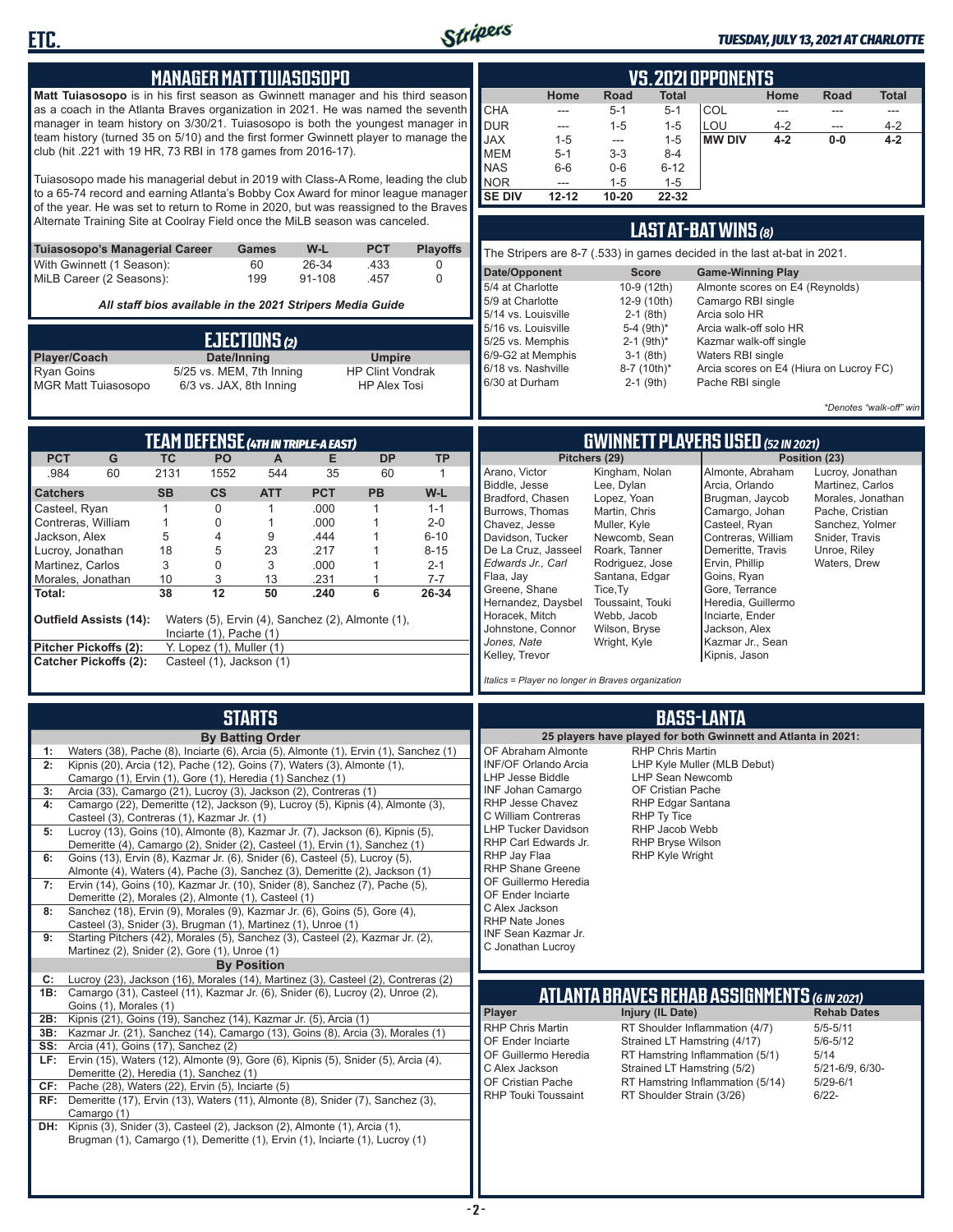## MANAGER MATT TUIASOSOPO

**Matt Tuiasosopo** is in his first season as Gwinnett manager and his third season as a coach in the Atlanta Braves organization in 2021. He was named the seventh manager in team history on 3/30/21. Tuiasosopo is both the youngest manager in team history (turned 35 on 5/10) and the first former Gwinnett player to manage the club (hit .221 with 19 HR, 73 RBI in 178 games from 2016-17).

Tuiasosopo made his managerial debut in 2019 with Class-A Rome, leading the club to a 65-74 record and earning Atlanta's Bobby Cox Award for minor league manager of the year. He was set to return to Rome in 2020, but was reassigned to the Braves Alternate Training Site at Coolray Field once the MiLB season was canceled.

| Tuiasosopo's Managerial Career | Games | W-L | PCT | Playoffs |
|---|---|---|---|---|
| With Gwinnett (1 Season): | 60 | 26-34 | .433 | 0 |
| MiLB Career (2 Seasons): | 199 | 91-108 | .457 | 0 |

*All staff bios available in the 2021 Stripers Media Guide*

## EJECTIONS (2)

| Player/Coach | Date/Inning | Umpire |
|---|---|---|
| Ryan Goins | 5/25 vs. MEM, 7th Inning | HP Clint Vondrak |
| MGR Matt Tuiasosopo | 6/3 vs. JAX, 8th Inning | HP Alex Tosi |

## VS. 2021 OPPONENTS

| | Home | Road | Total | | Home | Road | Total |
|---|---|---|---|---|---|---|---|
| CHA | --- | 5-1 | 5-1 | COL | --- | --- | --- |
| DUR | --- | 1-5 | 1-5 | LOU | 4-2 | --- | 4-2 |
| JAX | 1-5 | --- | 1-5 | **MW DIV** | **4-2** | **0-0** | **4-2** |
| MEM | 5-1 | 3-3 | 8-4 | | | | |
| NAS | 6-6 | 0-6 | 6-12 | | | | |
| NOR | --- | 1-5 | 1-5 | | | | |
| **SE DIV** | **12-12** | **10-20** | **22-32** | | | | |

## LAST AT-BAT WINS (8)

The Stripers are 8-7 (.533) in games decided in the last at-bat in 2021.

| Date/Opponent | Score | Game-Winning Play |
|---|---|---|
| 5/4 at Charlotte | 10-9 (12th) | Almonte scores on E4 (Reynolds) |
| 5/9 at Charlotte | 12-9 (10th) | Camargo RBI single |
| 5/14 vs. Louisville | 2-1 (8th) | Arcia solo HR |
| 5/16 vs. Louisville | 5-4 (9th)* | Arcia walk-off solo HR |
| 5/25 vs. Memphis | 2-1 (9th)* | Kazmar walk-off single |
| 6/9-G2 at Memphis | 3-1 (8th) | Waters RBI single |
| 6/18 vs. Nashville | 8-7 (10th)* | Arcia scores on E4 (Hiura on Lucroy FC) |
| 6/30 at Durham | 2-1 (9th) | Pache RBI single |

*\*Denotes "walk-off" win*

## TEAM DEFENSE (4TH IN TRIPLE-A EAST)

| PCT | G | TC | PO | A | E | DP | TP |
|---|---|---|---|---|---|---|---|
| .984 | 60 | 2131 | 1552 | 544 | 35 | 60 | 1 |

| Catchers | SB | CS | ATT | PCT | PB | W-L |
|---|---|---|---|---|---|---|
| Casteel, Ryan | 1 | 0 | 1 | .000 | 1 | 1-1 |
| Contreras, William | 1 | 0 | 1 | .000 | 1 | 2-0 |
| Jackson, Alex | 5 | 4 | 9 | .444 | 1 | 6-10 |
| Lucroy, Jonathan | 18 | 5 | 23 | .217 | 1 | 8-15 |
| Martinez, Carlos | 3 | 0 | 3 | .000 | 1 | 2-1 |
| Morales, Jonathan | 10 | 3 | 13 | .231 | 1 | 7-7 |
| **Total:** | **38** | **12** | **50** | **.240** | **6** | **26-34** |

**Outfield Assists (14):** Waters (5), Ervin (4), Sanchez (2), Almonte (1), Inciarte (1), Pache (1)
**Pitcher Pickoffs (2):** Y. Lopez (1), Muller (1)
**Catcher Pickoffs (2):** Casteel (1), Jackson (1)

## GWINNETT PLAYERS USED (52 IN 2021)

**Pitchers (29):** Arano, Victor; Biddle, Jesse; Bradford, Chasen; Burrows, Thomas; Chavez, Jesse; Davidson, Tucker; De La Cruz, Jasseel; *Edwards Jr., Carl*; Flaa, Jay; Greene, Shane; Hernandez, Daysbel; Horacek, Mitch; Johnstone, Connor; *Jones, Nate*; Kelley, Trevor; Kingham, Nolan; Lee, Dylan; Lopez, Yoan; Martin, Chris; Muller, Kyle; Newcomb, Sean; Roark, Tanner; Rodriguez, Jose; Santana, Edgar; Tice, Ty; Toussaint, Touki; Webb, Jacob; Wilson, Bryse; Wright, Kyle

**Position (23):** Almonte, Abraham; Arcia, Orlando; Brugman, Jaycob; Camargo, Johan; Casteel, Ryan; Contreras, William; Demeritte, Travis; Ervin, Phillip; Goins, Ryan; Gore, Terrance; Heredia, Guillermo; Inciarte, Ender; Jackson, Alex; Kazmar Jr., Sean; Kipnis, Jason; Lucroy, Jonathan; Martinez, Carlos; Morales, Jonathan; Pache, Cristian; Sanchez, Yolmer; Snider, Travis; Unroe, Riley; Waters, Drew

*Italics = Player no longer in Braves organization*

## STARTS

**By Batting Order**

- **1:** Waters (38), Pache (8), Inciarte (6), Arcia (5), Almonte (1), Ervin (1), Sanchez (1)
- **2:** Kipnis (20), Arcia (12), Pache (12), Goins (7), Waters (3), Almonte (1), Camargo (1), Ervin (1), Gore (1), Heredia (1) Sanchez (1)
- **3:** Arcia (33), Camargo (21), Lucroy (3), Jackson (2), Contreras (1)
- **4:** Camargo (22), Demeritte (12), Jackson (9), Lucroy (5), Kipnis (4), Almonte (3), Casteel (3), Contreras (1), Kazmar Jr. (1)
- **5:** Lucroy (13), Goins (10), Almonte (8), Kazmar Jr. (7), Jackson (6), Kipnis (5), Demeritte (4), Camargo (2), Snider (2), Casteel (1), Ervin (1), Sanchez (1)
- **6:** Goins (13), Ervin (8), Kazmar Jr. (6), Snider (6), Casteel (5), Lucroy (5), Almonte (4), Waters (4), Pache (3), Sanchez (3), Demeritte (2), Jackson (1)
- **7:** Ervin (14), Goins (10), Kazmar Jr. (10), Snider (8), Sanchez (7), Pache (5), Demeritte (2), Morales (2), Almonte (1), Casteel (1)
- **8:** Sanchez (18), Ervin (9), Morales (9), Kazmar Jr. (6), Goins (5), Gore (4), Casteel (3), Snider (3), Brugman (1), Martinez (1), Unroe (1)
- **9:** Starting Pitchers (42), Morales (5), Sanchez (3), Casteel (2), Kazmar Jr. (2), Martinez (2), Snider (2), Gore (1), Unroe (1)

**By Position**

- **C:** Lucroy (23), Jackson (16), Morales (14), Martinez (3), Casteel (2), Contreras (2)
- **1B:** Camargo (31), Casteel (11), Kazmar Jr. (6), Snider (6), Lucroy (2), Unroe (2), Goins (1), Morales (1)
- **2B:** Kipnis (21), Goins (19), Sanchez (14), Kazmar Jr. (5), Arcia (1)
- **3B:** Kazmar Jr. (21), Sanchez (14), Camargo (13), Goins (8), Arcia (3), Morales (1)
- **SS:** Arcia (41), Goins (17), Sanchez (2)
- **LF:** Ervin (15), Waters (12), Almonte (9), Gore (6), Kipnis (5), Snider (5), Arcia (4), Demeritte (2), Heredia (1), Sanchez (1)
- **CF:** Pache (28), Waters (22), Ervin (5), Inciarte (5)
- **RF:** Demeritte (17), Ervin (13), Waters (11), Almonte (8), Snider (7), Sanchez (3), Camargo (1)
- **DH:** Kipnis (3), Snider (3), Casteel (2), Jackson (2), Almonte (1), Arcia (1), Brugman (1), Camargo (1), Demeritte (1), Ervin (1), Inciarte (1), Lucroy (1)

## BASS-LANTA

**25 players have played for both Gwinnett and Atlanta in 2021:**

- OF Abraham Almonte
- INF/OF Orlando Arcia
- LHP Jesse Biddle
- INF Johan Camargo
- RHP Jesse Chavez
- C William Contreras
- LHP Tucker Davidson
- RHP Carl Edwards Jr.
- RHP Jay Flaa
- RHP Shane Greene
- OF Guillermo Heredia
- OF Ender Inciarte
- C Alex Jackson
- RHP Nate Jones
- INF Sean Kazmar Jr.
- C Jonathan Lucroy
- RHP Chris Martin
- LHP Kyle Muller (MLB Debut)
- LHP Sean Newcomb
- OF Cristian Pache
- RHP Edgar Santana
- RHP Ty Tice
- RHP Jacob Webb
- RHP Bryse Wilson
- RHP Kyle Wright

## ATLANTA BRAVES REHAB ASSIGNMENTS (6 IN 2021)

| Player | Injury (IL Date) | Rehab Dates |
|---|---|---|
| RHP Chris Martin | RT Shoulder Inflammation (4/7) | 5/5-5/11 |
| OF Ender Inciarte | Strained LT Hamstring (4/17) | 5/6-5/12 |
| OF Guillermo Heredia | RT Hamstring Inflammation (5/1) | 5/14 |
| C Alex Jackson | Strained LT Hamstring (5/2) | 5/21-6/9, 6/30- |
| OF Cristian Pache | RT Hamstring Inflammation (5/14) | 5/29-6/1 |
| RHP Touki Toussaint | RT Shoulder Strain (3/26) | 6/22- |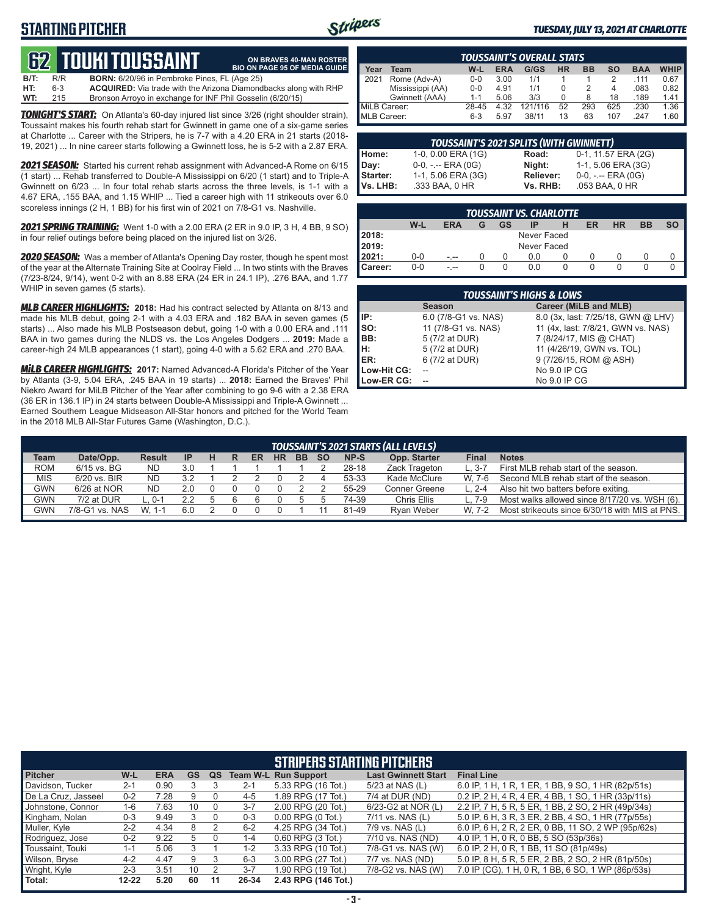# STARTING PITCHER

**TUESDAY, JULY 13, 2021 AT CHARLOTTE**

## 62 TOUKI TOUSSAINT

**ON BRAVES 40-MAN ROSTER**
**BIO ON PAGE 95 OF MEDIA GUIDE**

**B/T:** R/R **BORN:** 6/20/96 in Pembroke Pines, FL (Age 25)
**HT:** 6-3 **ACQUIRED:** Via trade with the Arizona Diamondbacks along with RHP
**WT:** 215 Bronson Arroyo in exchange for INF Phil Gosselin (6/20/15)

***TONIGHT'S START:*** On Atlanta's 60-day injured list since 3/26 (right shoulder strain), Toussaint makes his fourth rehab start for Gwinnett in game one of a six-game series at Charlotte ... Career with the Stripers, he is 7-7 with a 4.20 ERA in 21 starts (2018-19, 2021) ... In nine career starts following a Gwinnett loss, he is 5-2 with a 2.87 ERA.

***2021 SEASON:*** Started his current rehab assignment with Advanced-A Rome on 6/15 (1 start) ... Rehab transferred to Double-A Mississippi on 6/20 (1 start) and to Triple-A Gwinnett on 6/23 ... In four total rehab starts across the three levels, is 1-1 with a 4.67 ERA, .155 BAA, and 1.15 WHIP ... Tied a career high with 11 strikeouts over 6.0 scoreless innings (2 H, 1 BB) for his first win of 2021 on 7/8-G1 vs. Nashville.

***2021 SPRING TRAINING:*** Went 1-0 with a 2.00 ERA (2 ER in 9.0 IP, 3 H, 4 BB, 9 SO) in four relief outings before being placed on the injured list on 3/26.

***2020 SEASON:*** Was a member of Atlanta's Opening Day roster, though he spent most of the year at the Alternate Training Site at Coolray Field ... In two stints with the Braves (7/23-8/24, 9/14), went 0-2 with an 8.88 ERA (24 ER in 24.1 IP), .276 BAA, and 1.77 WHIP in seven games (5 starts).

***MLB CAREER HIGHLIGHTS:*** **2018:** Had his contract selected by Atlanta on 8/13 and made his MLB debut, going 2-1 with a 4.03 ERA and .182 BAA in seven games (5 starts) ... Also made his MLB Postseason debut, going 1-0 with a 0.00 ERA and .111 BAA in two games during the NLDS vs. the Los Angeles Dodgers ... **2019:** Made a career-high 24 MLB appearances (1 start), going 4-0 with a 5.62 ERA and .270 BAA.

***MiLB CAREER HIGHLIGHTS:*** **2017:** Named Advanced-A Florida's Pitcher of the Year by Atlanta (3-9, 5.04 ERA, .245 BAA in 19 starts) ... **2018:** Earned the Braves' Phil Niekro Award for MiLB Pitcher of the Year after combining to go 9-6 with a 2.38 ERA (36 ER in 136.1 IP) in 24 starts between Double-A Mississippi and Triple-A Gwinnett ... Earned Southern League Midseason All-Star honors and pitched for the World Team in the 2018 MLB All-Star Futures Game (Washington, D.C.).

### TOUSSAINT'S OVERALL STATS

| Year | Team | W-L | ERA | G/GS | HR | BB | SO | BAA | WHIP |
|---|---|---|---|---|---|---|---|---|---|
| 2021 | Rome (Adv-A) | 0-0 | 3.00 | 1/1 | 1 | 1 | 2 | .111 | 0.67 |
| | Mississippi (AA) | 0-0 | 4.91 | 1/1 | 0 | 2 | 4 | .083 | 0.82 |
| | Gwinnett (AAA) | 1-1 | 5.06 | 3/3 | 0 | 8 | 18 | .189 | 1.41 |
| MiLB Career: | | 28-45 | 4.32 | 121/116 | 52 | 293 | 625 | .230 | 1.36 |
| MLB Career: | | 6-3 | 5.97 | 38/11 | 13 | 63 | 107 | .247 | 1.60 |

### TOUSSAINT'S 2021 SPLITS (WITH GWINNETT)

| | | | |
|---|---|---|---|
| **Home:** | 1-0, 0.00 ERA (1G) | **Road:** | 0-1, 11.57 ERA (2G) |
| **Day:** | 0-0, -.-- ERA (0G) | **Night:** | 1-1, 5.06 ERA (3G) |
| **Starter:** | 1-1, 5.06 ERA (3G) | **Reliever:** | 0-0, -.-- ERA (0G) |
| **Vs. LHB:** | .333 BAA, 0 HR | **Vs. RHB:** | .053 BAA, 0 HR |

### TOUSSAINT VS. CHARLOTTE

| | W-L | ERA | G | GS | IP | H | ER | HR | BB | SO |
|---|---|---|---|---|---|---|---|---|---|---|
| **2018:** | | | | | Never Faced | | | | | |
| **2019:** | | | | | Never Faced | | | | | |
| **2021:** | 0-0 | -.-- | 0 | 0 | 0.0 | 0 | 0 | 0 | 0 | 0 |
| **Career:** | 0-0 | -.-- | 0 | 0 | 0.0 | 0 | 0 | 0 | 0 | 0 |

### TOUSSAINT'S HIGHS & LOWS

| | Season | Career (MiLB and MLB) |
|---|---|---|
| **IP:** | 6.0 (7/8-G1 vs. NAS) | 8.0 (3x, last: 7/25/18, GWN @ LHV) |
| **SO:** | 11 (7/8-G1 vs. NAS) | 11 (4x, last: 7/8/21, GWN vs. NAS) |
| **BB:** | 5 (7/2 at DUR) | 7 (8/24/17, MIS @ CHAT) |
| **H:** | 5 (7/2 at DUR) | 11 (4/26/19, GWN vs. TOL) |
| **ER:** | 6 (7/2 at DUR) | 9 (7/26/15, ROM @ ASH) |
| **Low-Hit CG:** | -- | No 9.0 IP CG |
| **Low-ER CG:** | -- | No 9.0 IP CG |

### TOUSSAINT'S 2021 STARTS (ALL LEVELS)

| Team | Date/Opp. | Result | IP | H | R | ER | HR | BB | SO | NP-S | Opp. Starter | Final | Notes |
|---|---|---|---|---|---|---|---|---|---|---|---|---|---|
| ROM | 6/15 vs. BG | ND | 3.0 | 1 | 1 | 1 | 1 | 1 | 2 | 28-18 | Zack Trageton | L, 3-7 | First MLB rehab start of the season. |
| MIS | 6/20 vs. BIR | ND | 3.2 | 1 | 2 | 2 | 0 | 2 | 4 | 53-33 | Kade McClure | W, 7-6 | Second MLB rehab start of the season. |
| GWN | 6/26 at NOR | ND | 2.0 | 0 | 0 | 0 | 0 | 2 | 2 | 55-29 | Conner Greene | L, 2-4 | Also hit two batters before exiting. |
| GWN | 7/2 at DUR | L, 0-1 | 2.2 | 5 | 6 | 6 | 0 | 5 | 5 | 74-39 | Chris Ellis | L, 7-9 | Most walks allowed since 8/17/20 vs. WSH (6). |
| GWN | 7/8-G1 vs. NAS | W, 1-1 | 6.0 | 2 | 0 | 0 | 0 | 1 | 11 | 81-49 | Ryan Weber | W, 7-2 | Most strikeouts since 6/30/18 with MIS at PNS. |

### STRIPERS STARTING PITCHERS

| Pitcher | W-L | ERA | GS | QS | Team W-L | Run Support | Last Gwinnett Start | Final Line |
|---|---|---|---|---|---|---|---|---|
| Davidson, Tucker | 2-1 | 0.90 | 3 | 3 | 2-1 | 5.33 RPG (16 Tot.) | 5/23 at NAS (L) | 6.0 IP, 1 H, 1 R, 1 ER, 1 BB, 9 SO, 1 HR (82p/51s) |
| De La Cruz, Jasseel | 0-2 | 7.28 | 9 | 0 | 4-5 | 1.89 RPG (17 Tot.) | 7/4 at DUR (ND) | 0.2 IP, 2 H, 4 R, 4 ER, 4 BB, 1 SO, 1 HR (33p/11s) |
| Johnstone, Connor | 1-6 | 7.63 | 10 | 0 | 3-7 | 2.00 RPG (20 Tot.) | 6/23-G2 at NOR (L) | 2.2 IP, 7 H, 5 R, 5 ER, 1 BB, 2 SO, 2 HR (49p/34s) |
| Kingham, Nolan | 0-3 | 9.49 | 3 | 0 | 0-3 | 0.00 RPG (0 Tot.) | 7/11 vs. NAS (L) | 5.0 IP, 6 H, 3 R, 3 ER, 2 BB, 4 SO, 1 HR (77p/55s) |
| Muller, Kyle | 2-2 | 4.34 | 8 | 2 | 6-2 | 4.25 RPG (34 Tot.) | 7/9 vs. NAS (L) | 6.0 IP, 6 H, 2 R, 2 ER, 0 BB, 11 SO, 2 WP (95p/62s) |
| Rodriguez, Jose | 0-2 | 9.22 | 5 | 0 | 1-4 | 0.60 RPG (3 Tot.) | 7/10 vs. NAS (ND) | 4.0 IP, 1 H, 0 R, 0 BB, 5 SO (53p/36s) |
| Toussaint, Touki | 1-1 | 5.06 | 3 | 1 | 1-2 | 3.33 RPG (10 Tot.) | 7/8-G1 vs. NAS (W) | 6.0 IP, 2 H, 0 R, 1 BB, 11 SO (81p/49s) |
| Wilson, Bryse | 4-2 | 4.47 | 9 | 3 | 6-3 | 3.00 RPG (27 Tot.) | 7/7 vs. NAS (ND) | 5.0 IP, 8 H, 5 R, 5 ER, 2 BB, 2 SO, 2 HR (81p/50s) |
| Wright, Kyle | 2-3 | 3.51 | 10 | 2 | 3-7 | 1.90 RPG (19 Tot.) | 7/8-G2 vs. NAS (W) | 7.0 IP (CG), 1 H, 0 R, 1 BB, 6 SO, 1 WP (86p/53s) |
| **Total:** | **12-22** | **5.20** | **60** | **11** | **26-34** | **2.43 RPG (146 Tot.)** | | |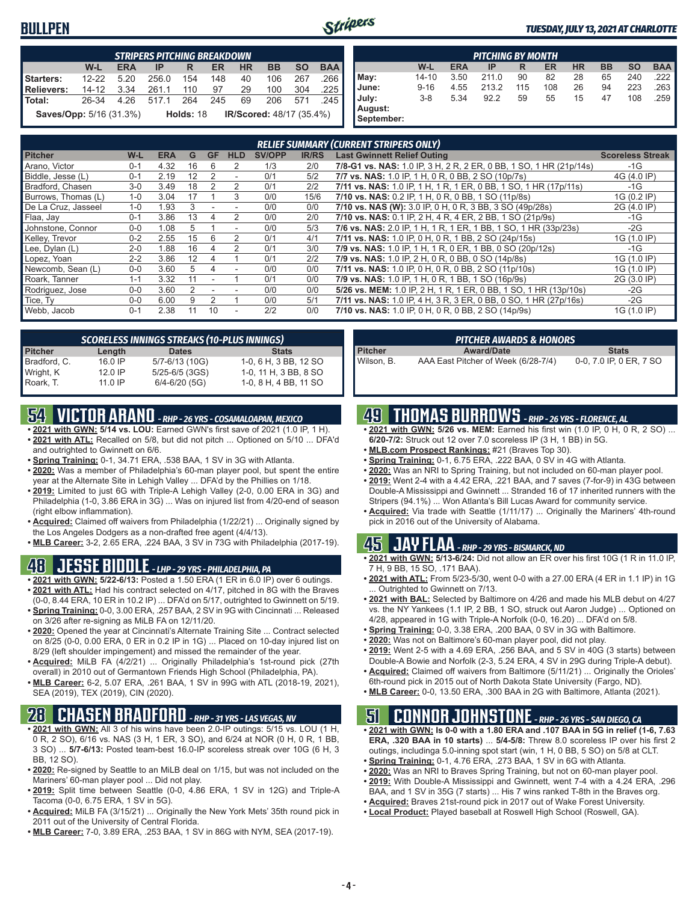## BULLPEN

| STRIPERS PITCHING BREAKDOWN | | | | | | | | | |
|---|---|---|---|---|---|---|---|---|---|
| | W-L | ERA | IP | R | ER | HR | BB | SO | BAA |
| Starters: | 12-22 | 5.20 | 256.0 | 154 | 148 | 40 | 106 | 267 | .266 |
| Relievers: | 14-12 | 3.34 | 261.1 | 110 | 97 | 29 | 100 | 304 | .225 |
| Total: | 26-34 | 4.26 | 517.1 | 264 | 245 | 69 | 206 | 571 | .245 |

**Saves/Opp:** 5/16 (31.3%) **Holds:** 18 **IR/Scored:** 48/17 (35.4%)

| PITCHING BY MONTH | | | | | | | | | |
|---|---|---|---|---|---|---|---|---|---|
| | W-L | ERA | IP | R | ER | HR | BB | SO | BAA |
| May: | 14-10 | 3.50 | 211.0 | 90 | 82 | 28 | 65 | 240 | .222 |
| June: | 9-16 | 4.55 | 213.2 | 115 | 108 | 26 | 94 | 223 | .263 |
| July: | 3-8 | 5.34 | 92.2 | 59 | 55 | 15 | 47 | 108 | .259 |
| August: | | | | | | | | | |
| September: | | | | | | | | | |

### RELIEF SUMMARY (CURRENT STRIPERS ONLY)

| Pitcher | W-L | ERA | G | GF | HLD | SV/OPP | IR/RS | Last Gwinnett Relief Outing | Scoreless Streak |
|---|---|---|---|---|---|---|---|---|---|
| Arano, Victor | 0-1 | 4.32 | 16 | 6 | 2 | 1/3 | 2/0 | 7/8-G1 vs. NAS: 1.0 IP, 3 H, 2 R, 2 ER, 0 BB, 1 SO, 1 HR (21p/14s) | -1G |
| Biddle, Jesse (L) | 0-1 | 2.19 | 12 | 2 | - | 0/1 | 5/2 | 7/7 vs. NAS: 1.0 IP, 1 H, 0 R, 0 BB, 2 SO (10p/7s) | 4G (4.0 IP) |
| Bradford, Chasen | 3-0 | 3.49 | 18 | 2 | 2 | 0/1 | 2/2 | 7/11 vs. NAS: 1.0 IP, 1 H, 1 R, 1 ER, 0 BB, 1 SO, 1 HR (17p/11s) | -1G |
| Burrows, Thomas (L) | 1-0 | 3.04 | 17 | 1 | 3 | 0/0 | 15/6 | 7/10 vs. NAS: 0.2 IP, 1 H, 0 R, 0 BB, 1 SO (11p/8s) | 1G (0.2 IP) |
| De La Cruz, Jasseel | 1-0 | 1.93 | 3 | - | - | 0/0 | 0/0 | 7/10 vs. NAS (W): 3.0 IP, 0 H, 0 R, 3 BB, 3 SO (49p/28s) | 2G (4.0 IP) |
| Flaa, Jay | 0-1 | 3.86 | 13 | 4 | 2 | 0/0 | 2/0 | 7/10 vs. NAS: 0.1 IP, 2 H, 4 R, 4 ER, 2 BB, 1 SO (21p/9s) | -1G |
| Johnstone, Connor | 0-0 | 1.08 | 5 | 1 | - | 0/0 | 5/3 | 7/6 vs. NAS: 2.0 IP, 1 H, 1 R, 1 ER, 1 BB, 1 SO, 1 HR (33p/23s) | -2G |
| Kelley, Trevor | 0-2 | 2.55 | 15 | 6 | 2 | 0/1 | 4/1 | 7/11 vs. NAS: 1.0 IP, 0 H, 0 R, 1 BB, 2 SO (24p/15s) | 1G (1.0 IP) |
| Lee, Dylan (L) | 2-0 | 1.88 | 16 | 4 | 2 | 0/1 | 3/0 | 7/9 vs. NAS: 1.0 IP, 1 H, 1 R, 0 ER, 1 BB, 0 SO (20p/12s) | -1G |
| Lopez, Yoan | 2-2 | 3.86 | 12 | 4 | 1 | 0/1 | 2/2 | 7/9 vs. NAS: 1.0 IP, 2 H, 0 R, 0 BB, 0 SO (14p/8s) | 1G (1.0 IP) |
| Newcomb, Sean (L) | 0-0 | 3.60 | 5 | 4 | - | 0/0 | 0/0 | 7/11 vs. NAS: 1.0 IP, 0 H, 0 R, 0 BB, 2 SO (11p/10s) | 1G (1.0 IP) |
| Roark, Tanner | 1-1 | 3.32 | 11 | - | 1 | 0/1 | 0/0 | 7/9 vs. NAS: 1.0 IP, 1 H, 0 R, 1 BB, 1 SO (16p/9s) | 2G (3.0 IP) |
| Rodriguez, Jose | 0-0 | 3.60 | 2 | - | - | 0/0 | 0/0 | 5/26 vs. MEM: 1.0 IP, 2 H, 1 R, 1 ER, 0 BB, 1 SO, 1 HR (13p/10s) | -2G |
| Tice, Ty | 0-0 | 6.00 | 9 | 2 | 1 | 0/0 | 5/1 | 7/11 vs. NAS: 1.0 IP, 4 H, 3 R, 3 ER, 0 BB, 0 SO, 1 HR (27p/16s) | -2G |
| Webb, Jacob | 0-1 | 2.38 | 11 | 10 | - | 2/2 | 0/0 | 7/10 vs. NAS: 1.0 IP, 0 H, 0 R, 0 BB, 2 SO (14p/9s) | 1G (1.0 IP) |

### SCORELESS INNINGS STREAKS (10-PLUS INNINGS)

| Pitcher | Length | Dates | Stats |
|---|---|---|---|
| Bradford, C. | 16.0 IP | 5/7-6/13 (10G) | 1-0, 6 H, 3 BB, 12 SO |
| Wright, K | 12.0 IP | 5/25-6/5 (3GS) | 1-0, 11 H, 3 BB, 8 SO |
| Roark, T. | 11.0 IP | 6/4-6/20 (5G) | 1-0, 8 H, 4 BB, 11 SO |

### PITCHER AWARDS & HONORS

| Pitcher | Award/Date | Stats |
|---|---|---|
| Wilson, B. | AAA East Pitcher of Week (6/28-7/4) | 0-0, 7.0 IP, 0 ER, 7 SO |

## 54 VICTOR ARANO - RHP - 26 YRS - COSAMALOAPAN, MEXICO

- **2021 with GWN:** **5/14 vs. LOU:** Earned GWN's first save of 2021 (1.0 IP, 1 H).
- **2021 with ATL:** Recalled on 5/8, but did not pitch ... Optioned on 5/10 ... DFA'd and outrighted to Gwinnett on 6/6.
- **Spring Training:** 0-1, 34.71 ERA, .538 BAA, 1 SV in 3G with Atlanta.
- **2020:** Was a member of Philadelphia's 60-man player pool, but spent the entire year at the Alternate Site in Lehigh Valley ... DFA'd by the Phillies on 1/18.
- **2019:** Limited to just 6G with Triple-A Lehigh Valley (2-0, 0.00 ERA in 3G) and Philadelphia (1-0, 3.86 ERA in 3G) ... Was on injured list from 4/20-end of season (right elbow inflammation).
- **Acquired:** Claimed off waivers from Philadelphia (1/22/21) ... Originally signed by the Los Angeles Dodgers as a non-drafted free agent (4/4/13).
- **MLB Career:** 3-2, 2.65 ERA, .224 BAA, 3 SV in 73G with Philadelphia (2017-19).

## 48 JESSE BIDDLE - LHP - 29 YRS - PHILADELPHIA, PA

- **2021 with GWN:** **5/22-6/13:** Posted a 1.50 ERA (1 ER in 6.0 IP) over 6 outings.
- **2021 with ATL:** Had his contract selected on 4/17, pitched in 8G with the Braves (0-0, 8.44 ERA, 10 ER in 10.2 IP) ... DFA'd on 5/17, outrighted to Gwinnett on 5/19.
- **Spring Training:** 0-0, 3.00 ERA, .257 BAA, 2 SV in 9G with Cincinnati ... Released on 3/26 after re-signing as MiLB FA on 12/11/20.
- **2020:** Opened the year at Cincinnati's Alternate Training Site ... Contract selected on 8/25 (0-0, 0.00 ERA, 0 ER in 0.2 IP in 1G) ... Placed on 10-day injured list on 8/29 (left shoulder impingement) and missed the remainder of the year.
- **Acquired:** MiLB FA (4/2/21) ... Originally Philadelphia's 1st-round pick (27th overall) in 2010 out of Germantown Friends High School (Philadelphia, PA).
- **MLB Career:** 6-2, 5.07 ERA, .261 BAA, 1 SV in 99G with ATL (2018-19, 2021), SEA (2019), TEX (2019), CIN (2020).

## 28 CHASEN BRADFORD - RHP - 31 YRS - LAS VEGAS, NV

- **2021 with GWN:** All 3 of his wins have been 2.0-IP outings: 5/15 vs. LOU (1 H, 0 R, 2 SO), 6/16 vs. NAS (3 H, 1 ER, 3 SO), and 6/24 at NOR (0 H, 0 R, 1 BB, 3 SO) ... **5/7-6/13:** Posted team-best 16.0-IP scoreless streak over 10G (6 H, 3 BB, 12 SO).
- **2020:** Re-signed by Seattle to an MiLB deal on 1/15, but was not included on the Mariners' 60-man player pool ... Did not play.
- **2019:** Split time between Seattle (0-0, 4.86 ERA, 1 SV in 12G) and Triple-A Tacoma (0-0, 6.75 ERA, 1 SV in 5G).
- **Acquired:** MiLB FA (3/15/21) ... Originally the New York Mets' 35th round pick in 2011 out of the University of Central Florida.
- **MLB Career:** 7-0, 3.89 ERA, .253 BAA, 1 SV in 86G with NYM, SEA (2017-19).

## 49 THOMAS BURROWS - RHP - 26 YRS - FLORENCE, AL

- **2021 with GWN:** **5/26 vs. MEM:** Earned his first win (1.0 IP, 0 H, 0 R, 2 SO) ... **6/20-7/2:** Struck out 12 over 7.0 scoreless IP (3 H, 1 BB) in 5G.
- **MLB.com Prospect Rankings:** #21 (Braves Top 30).
- **Spring Training:** 0-1, 6.75 ERA, .222 BAA, 0 SV in 4G with Atlanta.
- **2020:** Was an NRI to Spring Training, but not included on 60-man player pool.
- **2019:** Went 2-4 with a 4.42 ERA, .221 BAA, and 7 saves (7-for-9) in 43G between Double-A Mississippi and Gwinnett ... Stranded 16 of 17 inherited runners with the Stripers (94.1%) ... Won Atlanta's Bill Lucas Award for community service.
- **Acquired:** Via trade with Seattle (1/11/17) ... Originally the Mariners' 4th-round pick in 2016 out of the University of Alabama.

## 45 JAY FLAA - RHP - 29 YRS - BISMARCK, ND

- **2021 with GWN:** **5/13-6/24:** Did not allow an ER over his first 10G (1 R in 11.0 IP, 7 H, 9 BB, 15 SO, .171 BAA).
- **2021 with ATL:** From 5/23-5/30, went 0-0 with a 27.00 ERA (4 ER in 1.1 IP) in 1G ... Outrighted to Gwinnett on 7/13.
- **2021 with BAL:** Selected by Baltimore on 4/26 and made his MLB debut on 4/27 vs. the NY Yankees (1.1 IP, 2 BB, 1 SO, struck out Aaron Judge) ... Optioned on 4/28, appeared in 1G with Triple-A Norfolk (0-0, 16.20) ... DFA'd on 5/8.
- **Spring Training:** 0-0, 3.38 ERA, .200 BAA, 0 SV in 3G with Baltimore.
- **2020:** Was not on Baltimore's 60-man player pool, did not play.
- **2019:** Went 2-5 with a 4.69 ERA, .256 BAA, and 5 SV in 40G (3 starts) between Double-A Bowie and Norfolk (2-3, 5.24 ERA, 4 SV in 29G during Triple-A debut).
- **Acquired:** Claimed off waivers from Baltimore (5/11/21) ... Originally the Orioles' 6th-round pick in 2015 out of North Dakota State University (Fargo, ND).
- **MLB Career:** 0-0, 13.50 ERA, .300 BAA in 2G with Baltimore, Atlanta (2021).

## 51 CONNOR JOHNSTONE - RHP - 26 YRS - SAN DIEGO, CA

- **2021 with GWN:** **Is 0-0 with a 1.80 ERA and .107 BAA in 5G in relief (1-6, 7.63 ERA, .320 BAA in 10 starts)** ... **5/4-5/8:** Threw 8.0 scoreless IP over his first 2 outings, includinga 5.0-inning spot start (win, 1 H, 0 BB, 5 SO) on 5/8 at CLT.
- **Spring Training:** 0-1, 4.76 ERA, .273 BAA, 1 SV in 6G with Atlanta.
- **2020:** Was an NRI to Braves Spring Training, but not on 60-man player pool.
- **2019:** With Double-A Mississippi and Gwinnett, went 7-4 with a 4.24 ERA, .296 BAA, and 1 SV in 35G (7 starts) ... His 7 wins ranked T-8th in the Braves org.
- **Acquired:** Braves 21st-round pick in 2017 out of Wake Forest University.
- **Local Product:** Played baseball at Roswell High School (Roswell, GA).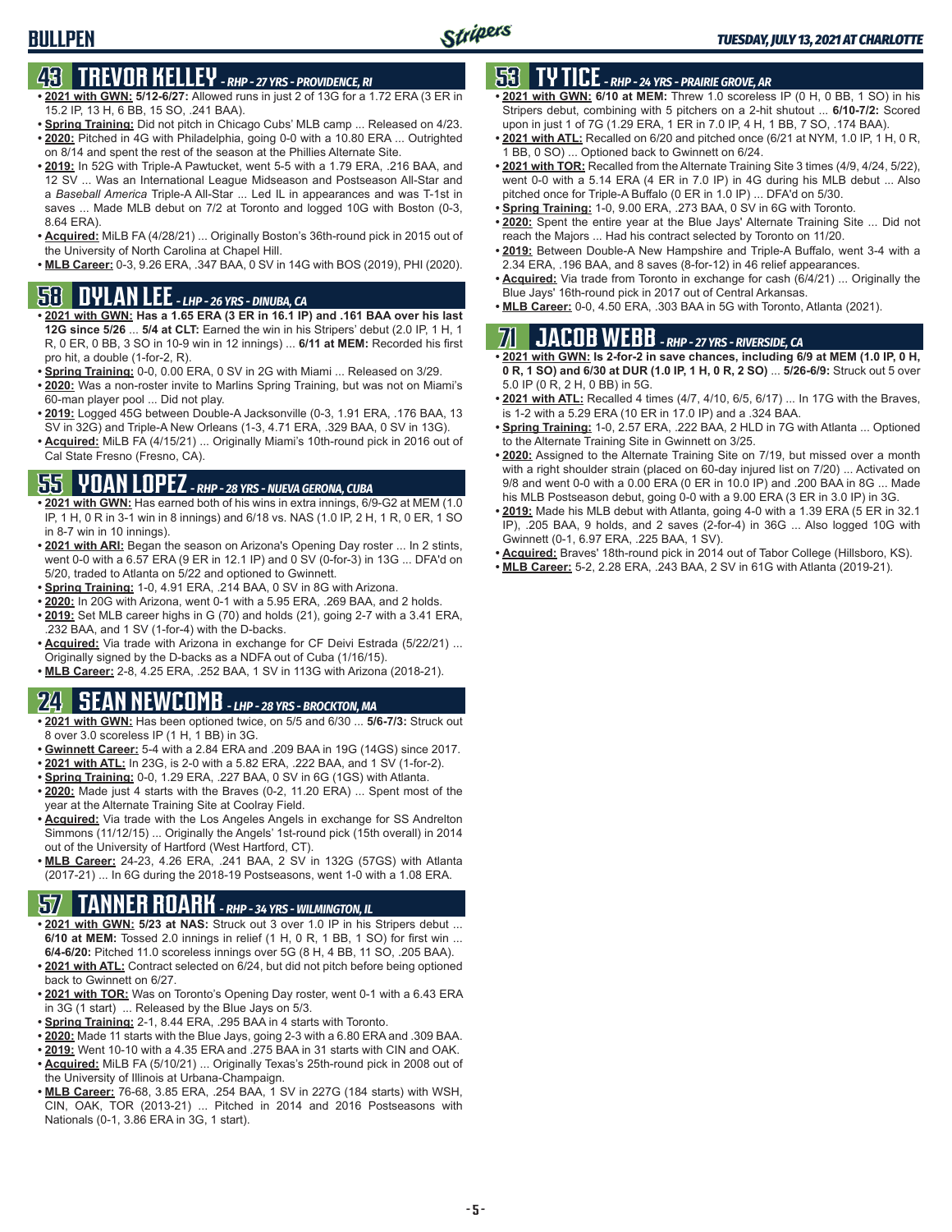# BULLPEN

## 43 TREVOR KELLEY - RHP - 27 YRS - PROVIDENCE, RI

- **2021 with GWN: 5/12-6/27:** Allowed runs in just 2 of 13G for a 1.72 ERA (3 ER in 15.2 IP, 13 H, 6 BB, 15 SO, .241 BAA).
- **Spring Training:** Did not pitch in Chicago Cubs' MLB camp ... Released on 4/23.
- **2020:** Pitched in 4G with Philadelphia, going 0-0 with a 10.80 ERA ... Outrighted on 8/14 and spent the rest of the season at the Phillies Alternate Site.
- **2019:** In 52G with Triple-A Pawtucket, went 5-5 with a 1.79 ERA, .216 BAA, and 12 SV ... Was an International League Midseason and Postseason All-Star and a *Baseball America* Triple-A All-Star ... Led IL in appearances and was T-1st in saves ... Made MLB debut on 7/2 at Toronto and logged 10G with Boston (0-3, 8.64 ERA).
- **Acquired:** MiLB FA (4/28/21) ... Originally Boston's 36th-round pick in 2015 out of the University of North Carolina at Chapel Hill.
- **MLB Career:** 0-3, 9.26 ERA, .347 BAA, 0 SV in 14G with BOS (2019), PHI (2020).

## 58 DYLAN LEE - LHP - 26 YRS - DINUBA, CA

- **2021 with GWN: Has a 1.65 ERA (3 ER in 16.1 IP) and .161 BAA over his last 12G since 5/26** ... **5/4 at CLT:** Earned the win in his Stripers' debut (2.0 IP, 1 H, 1 R, 0 ER, 0 BB, 3 SO in 10-9 win in 12 innings) ... **6/11 at MEM:** Recorded his first pro hit, a double (1-for-2, R).
- **Spring Training:** 0-0, 0.00 ERA, 0 SV in 2G with Miami ... Released on 3/29.
- **2020:** Was a non-roster invite to Marlins Spring Training, but was not on Miami's 60-man player pool ... Did not play.
- **2019:** Logged 45G between Double-A Jacksonville (0-3, 1.91 ERA, .176 BAA, 13 SV in 32G) and Triple-A New Orleans (1-3, 4.71 ERA, .329 BAA, 0 SV in 13G).
- **Acquired:** MiLB FA (4/15/21) ... Originally Miami's 10th-round pick in 2016 out of Cal State Fresno (Fresno, CA).

## 55 YOAN LOPEZ - RHP - 28 YRS - NUEVA GERONA, CUBA

- **2021 with GWN:** Has earned both of his wins in extra innings, 6/9-G2 at MEM (1.0 IP, 1 H, 0 R in 3-1 win in 8 innings) and 6/18 vs. NAS (1.0 IP, 2 H, 1 R, 0 ER, 1 SO in 8-7 win in 10 innings).
- **2021 with ARI:** Began the season on Arizona's Opening Day roster ... In 2 stints, went 0-0 with a 6.57 ERA (9 ER in 12.1 IP) and 0 SV (0-for-3) in 13G ... DFA'd on 5/20, traded to Atlanta on 5/22 and optioned to Gwinnett.
- **Spring Training:** 1-0, 4.91 ERA, .214 BAA, 0 SV in 8G with Arizona.
- **2020:** In 20G with Arizona, went 0-1 with a 5.95 ERA, .269 BAA, and 2 holds.
- **2019:** Set MLB career highs in G (70) and holds (21), going 2-7 with a 3.41 ERA, .232 BAA, and 1 SV (1-for-4) with the D-backs.
- **Acquired:** Via trade with Arizona in exchange for CF Deivi Estrada (5/22/21) ... Originally signed by the D-backs as a NDFA out of Cuba (1/16/15).
- **MLB Career:** 2-8, 4.25 ERA, .252 BAA, 1 SV in 113G with Arizona (2018-21).

## 24 SEAN NEWCOMB - LHP - 28 YRS - BROCKTON, MA

- **2021 with GWN:** Has been optioned twice, on 5/5 and 6/30 ... **5/6-7/3:** Struck out 8 over 3.0 scoreless IP (1 H, 1 BB) in 3G.
- **Gwinnett Career:** 5-4 with a 2.84 ERA and .209 BAA in 19G (14GS) since 2017.
- **2021 with ATL:** In 23G, is 2-0 with a 5.82 ERA, .222 BAA, and 1 SV (1-for-2).
- **Spring Training:** 0-0, 1.29 ERA, .227 BAA, 0 SV in 6G (1GS) with Atlanta.
- **2020:** Made just 4 starts with the Braves (0-2, 11.20 ERA) ... Spent most of the year at the Alternate Training Site at Coolray Field.
- **Acquired:** Via trade with the Los Angeles Angels in exchange for SS Andrelton Simmons (11/12/15) ... Originally the Angels' 1st-round pick (15th overall) in 2014 out of the University of Hartford (West Hartford, CT).
- **MLB Career:** 24-23, 4.26 ERA, .241 BAA, 2 SV in 132G (57GS) with Atlanta (2017-21) ... In 6G during the 2018-19 Postseasons, went 1-0 with a 1.08 ERA.

## 57 TANNER ROARK - RHP - 34 YRS - WILMINGTON, IL

- **2021 with GWN: 5/23 at NAS:** Struck out 3 over 1.0 IP in his Stripers debut ... **6/10 at MEM:** Tossed 2.0 innings in relief (1 H, 0 R, 1 BB, 1 SO) for first win ... **6/4-6/20:** Pitched 11.0 scoreless innings over 5G (8 H, 4 BB, 11 SO, .205 BAA).
- **2021 with ATL:** Contract selected on 6/24, but did not pitch before being optioned back to Gwinnett on 6/27.
- **2021 with TOR:** Was on Toronto's Opening Day roster, went 0-1 with a 6.43 ERA in 3G (1 start) ... Released by the Blue Jays on 5/3.
- **Spring Training:** 2-1, 8.44 ERA, .295 BAA in 4 starts with Toronto.
- **2020:** Made 11 starts with the Blue Jays, going 2-3 with a 6.80 ERA and .309 BAA.
- **2019:** Went 10-10 with a 4.35 ERA and .275 BAA in 31 starts with CIN and OAK.
- **Acquired:** MiLB FA (5/10/21) ... Originally Texas's 25th-round pick in 2008 out of the University of Illinois at Urbana-Champaign.
- **MLB Career:** 76-68, 3.85 ERA, .254 BAA, 1 SV in 227G (184 starts) with WSH, CIN, OAK, TOR (2013-21) ... Pitched in 2014 and 2016 Postseasons with Nationals (0-1, 3.86 ERA in 3G, 1 start).

## 53 TY TICE - RHP - 24 YRS - PRAIRIE GROVE, AR

- **2021 with GWN: 6/10 at MEM:** Threw 1.0 scoreless IP (0 H, 0 BB, 1 SO) in his Stripers debut, combining with 5 pitchers on a 2-hit shutout ... **6/10-7/2:** Scored upon in just 1 of 7G (1.29 ERA, 1 ER in 7.0 IP, 4 H, 1 BB, 7 SO, .174 BAA).
- **2021 with ATL:** Recalled on 6/20 and pitched once (6/21 at NYM, 1.0 IP, 1 H, 0 R, 1 BB, 0 SO) ... Optioned back to Gwinnett on 6/24.
- **2021 with TOR:** Recalled from the Alternate Training Site 3 times (4/9, 4/24, 5/22), went 0-0 with a 5.14 ERA (4 ER in 7.0 IP) in 4G during his MLB debut ... Also pitched once for Triple-A Buffalo (0 ER in 1.0 IP) ... DFA'd on 5/30.
- **Spring Training:** 1-0, 9.00 ERA, .273 BAA, 0 SV in 6G with Toronto.
- **2020:** Spent the entire year at the Blue Jays' Alternate Training Site ... Did not reach the Majors ... Had his contract selected by Toronto on 11/20.
- **2019:** Between Double-A New Hampshire and Triple-A Buffalo, went 3-4 with a 2.34 ERA, .196 BAA, and 8 saves (8-for-12) in 46 relief appearances.
- **Acquired:** Via trade from Toronto in exchange for cash (6/4/21) ... Originally the Blue Jays' 16th-round pick in 2017 out of Central Arkansas.
- **MLB Career:** 0-0, 4.50 ERA, .303 BAA in 5G with Toronto, Atlanta (2021).

## 71 JACOB WEBB - RHP - 27 YRS - RIVERSIDE, CA

- **2021 with GWN: Is 2-for-2 in save chances, including 6/9 at MEM (1.0 IP, 0 H, 0 R, 1 SO) and 6/30 at DUR (1.0 IP, 1 H, 0 R, 2 SO)** ... **5/26-6/9:** Struck out 5 over 5.0 IP (0 R, 2 H, 0 BB) in 5G.
- **2021 with ATL:** Recalled 4 times (4/7, 4/10, 6/5, 6/17) ... In 17G with the Braves, is 1-2 with a 5.29 ERA (10 ER in 17.0 IP) and a .324 BAA.
- **Spring Training:** 1-0, 2.57 ERA, .222 BAA, 2 HLD in 7G with Atlanta ... Optioned to the Alternate Training Site in Gwinnett on 3/25.
- **2020:** Assigned to the Alternate Training Site on 7/19, but missed over a month with a right shoulder strain (placed on 60-day injured list on 7/20) ... Activated on 9/8 and went 0-0 with a 0.00 ERA (0 ER in 10.0 IP) and .200 BAA in 8G ... Made his MLB Postseason debut, going 0-0 with a 9.00 ERA (3 ER in 3.0 IP) in 3G.
- **2019:** Made his MLB debut with Atlanta, going 4-0 with a 1.39 ERA (5 ER in 32.1 IP), .205 BAA, 9 holds, and 2 saves (2-for-4) in 36G ... Also logged 10G with Gwinnett (0-1, 6.97 ERA, .225 BAA, 1 SV).
- **Acquired:** Braves' 18th-round pick in 2014 out of Tabor College (Hillsboro, KS).
- **MLB Career:** 5-2, 2.28 ERA, .243 BAA, 2 SV in 61G with Atlanta (2019-21).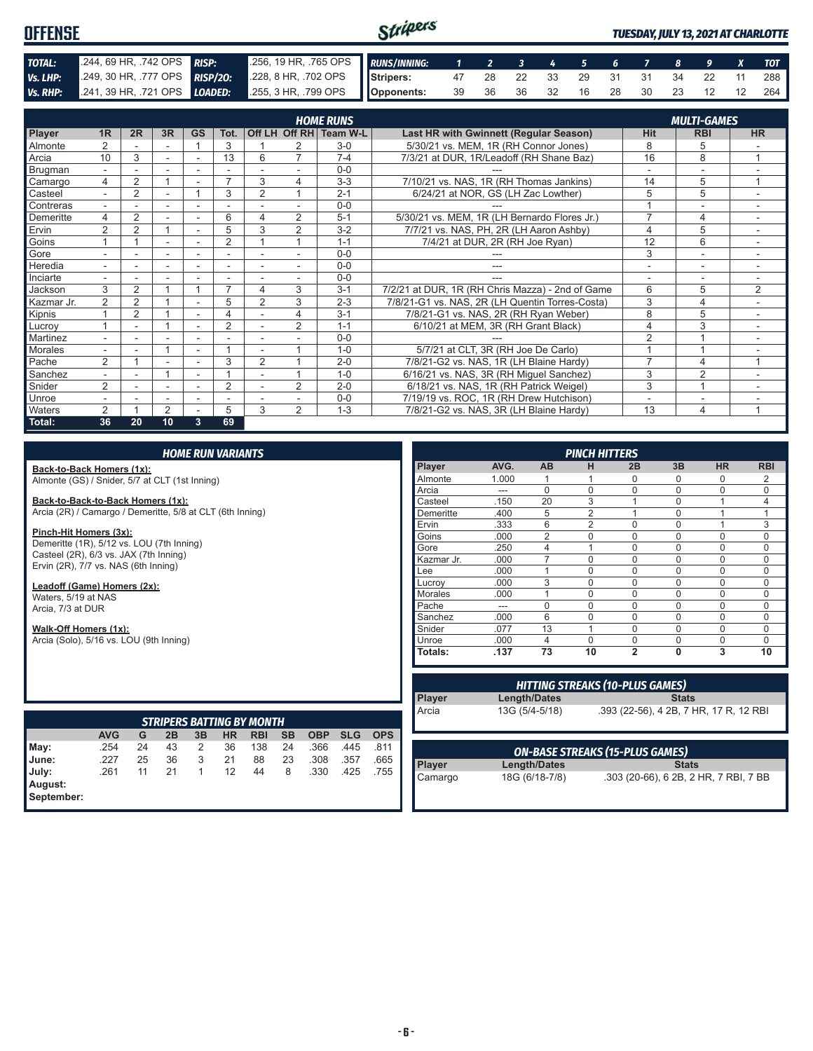# OFFENSE

*TUESDAY, JULY 13, 2021 AT CHARLOTTE*

| | | | |
|---|---|---|---|
| **TOTAL:** | .244, 69 HR, .742 OPS | **RISP:** | .256, 19 HR, .765 OPS |
| **Vs. LHP:** | .249, 30 HR, .777 OPS | **RISP/2O:** | .228, 8 HR, .702 OPS |
| **Vs. RHP:** | .241, 39 HR, .721 OPS | **LOADED:** | .255, 3 HR, .799 OPS |

| RUNS/INNING: | 1 | 2 | 3 | 4 | 5 | 6 | 7 | 8 | 9 | X | TOT |
|---|---|---|---|---|---|---|---|---|---|---|---|
| Stripers: | 47 | 28 | 22 | 33 | 29 | 31 | 31 | 34 | 22 | 11 | 288 |
| Opponents: | 39 | 36 | 36 | 32 | 16 | 28 | 30 | 23 | 12 | 12 | 264 |

## HOME RUNS / MULTI-GAMES

| Player | 1R | 2R | 3R | GS | Tot. | Off LH | Off RH | Team W-L | Last HR with Gwinnett (Regular Season) | Hit | RBI | HR |
|---|---|---|---|---|---|---|---|---|---|---|---|---|
| Almonte | 2 | - | - | 1 | 3 | 1 | 2 | 3-0 | 5/30/21 vs. MEM, 1R (RH Connor Jones) | 8 | 5 | - |
| Arcia | 10 | 3 | - | - | 13 | 6 | 7 | 7-4 | 7/3/21 at DUR, 1R/Leadoff (RH Shane Baz) | 16 | 8 | 1 |
| Brugman | - | - | - | - | - | - | - | 0-0 | --- | - | - | - |
| Camargo | 4 | 2 | 1 | - | 7 | 3 | 4 | 3-3 | 7/10/21 vs. NAS, 1R (RH Thomas Jankins) | 14 | 5 | 1 |
| Casteel | - | 2 | - | 1 | 3 | 2 | 1 | 2-1 | 6/24/21 at NOR, GS (LH Zac Lowther) | 5 | 5 | - |
| Contreras | - | - | - | - | - | - | - | 0-0 | --- | 1 | - | - |
| Demeritte | 4 | 2 | - | - | 6 | 4 | 2 | 5-1 | 5/30/21 vs. MEM, 1R (LH Bernardo Flores Jr.) | 7 | 4 | - |
| Ervin | 2 | 2 | 1 | - | 5 | 3 | 2 | 3-2 | 7/7/21 vs. NAS, PH, 2R (LH Aaron Ashby) | 4 | 5 | - |
| Goins | 1 | 1 | - | - | 2 | 1 | 1 | 1-1 | 7/4/21 at DUR, 2R (RH Joe Ryan) | 12 | 6 | - |
| Gore | - | - | - | - | - | - | - | 0-0 | --- | 3 | - | - |
| Heredia | - | - | - | - | - | - | - | 0-0 | --- | - | - | - |
| Inciarte | - | - | - | - | - | - | - | 0-0 | --- | - | - | - |
| Jackson | 3 | 2 | 1 | 1 | 7 | 4 | 3 | 3-1 | 7/2/21 at DUR, 1R (RH Chris Mazza) - 2nd of Game | 6 | 5 | 2 |
| Kazmar Jr. | 2 | 2 | 1 | - | 5 | 2 | 3 | 2-3 | 7/8/21-G1 vs. NAS, 2R (LH Quentin Torres-Costa) | 3 | 4 | - |
| Kipnis | 1 | 2 | 1 | - | 4 | - | 4 | 3-1 | 7/8/21-G1 vs. NAS, 2R (RH Ryan Weber) | 8 | 5 | - |
| Lucroy | 1 | - | 1 | - | 2 | - | 2 | 1-1 | 6/10/21 at MEM, 3R (RH Grant Black) | 4 | 3 | - |
| Martinez | - | - | - | - | - | - | - | 0-0 | --- | 2 | 1 | - |
| Morales | - | - | 1 | - | 1 | - | 1 | 1-0 | 5/7/21 at CLT, 3R (RH Joe De Carlo) | 1 | 1 | - |
| Pache | 2 | 1 | - | - | 3 | 2 | 1 | 2-0 | 7/8/21-G2 vs. NAS, 1R (LH Blaine Hardy) | 7 | 4 | 1 |
| Sanchez | - | - | 1 | - | 1 | - | 1 | 1-0 | 6/16/21 vs. NAS, 3R (RH Miguel Sanchez) | 3 | 2 | - |
| Snider | 2 | - | - | - | 2 | - | 2 | 2-0 | 6/18/21 vs. NAS, 1R (RH Patrick Weigel) | 3 | 1 | - |
| Unroe | - | - | - | - | - | - | - | 0-0 | 7/19/19 vs. ROC, 1R (RH Drew Hutchison) | - | - | - |
| Waters | 2 | 1 | 2 | - | 5 | 3 | 2 | 1-3 | 7/8/21-G2 vs. NAS, 3R (LH Blaine Hardy) | 13 | 4 | 1 |
| **Total:** | **36** | **20** | **10** | **3** | **69** | | | | | | | |

## HOME RUN VARIANTS

**Back-to-Back Homers (1x):**
Almonte (GS) / Snider, 5/7 at CLT (1st Inning)

**Back-to-Back-to-Back Homers (1x):**
Arcia (2R) / Camargo / Demeritte, 5/8 at CLT (6th Inning)

**Pinch-Hit Homers (3x):**
Demeritte (1R), 5/12 vs. LOU (7th Inning)
Casteel (2R), 6/3 vs. JAX (7th Inning)
Ervin (2R), 7/7 vs. NAS (6th Inning)

**Leadoff (Game) Homers (2x):**
Waters, 5/19 at NAS
Arcia, 7/3 at DUR

**Walk-Off Homers (1x):**
Arcia (Solo), 5/16 vs. LOU (9th Inning)

## PINCH HITTERS

| Player | AVG. | AB | H | 2B | 3B | HR | RBI |
|---|---|---|---|---|---|---|---|
| Almonte | 1.000 | 1 | 1 | 0 | 0 | 0 | 2 |
| Arcia | --- | 0 | 0 | 0 | 0 | 0 | 0 |
| Casteel | .150 | 20 | 3 | 1 | 0 | 1 | 4 |
| Demeritte | .400 | 5 | 2 | 1 | 0 | 1 | 1 |
| Ervin | .333 | 6 | 2 | 0 | 0 | 1 | 3 |
| Goins | .000 | 2 | 0 | 0 | 0 | 0 | 0 |
| Gore | .250 | 4 | 1 | 0 | 0 | 0 | 0 |
| Kazmar Jr. | .000 | 7 | 0 | 0 | 0 | 0 | 0 |
| Lee | .000 | 1 | 0 | 0 | 0 | 0 | 0 |
| Lucroy | .000 | 3 | 0 | 0 | 0 | 0 | 0 |
| Morales | .000 | 1 | 0 | 0 | 0 | 0 | 0 |
| Pache | --- | 0 | 0 | 0 | 0 | 0 | 0 |
| Sanchez | .000 | 6 | 0 | 0 | 0 | 0 | 0 |
| Snider | .077 | 13 | 1 | 0 | 0 | 0 | 0 |
| Unroe | .000 | 4 | 0 | 0 | 0 | 0 | 0 |
| **Totals:** | **.137** | **73** | **10** | **2** | **0** | **3** | **10** |

## HITTING STREAKS (10-PLUS GAMES)

| Player | Length/Dates | Stats |
|---|---|---|
| Arcia | 13G (5/4-5/18) | .393 (22-56), 4 2B, 7 HR, 17 R, 12 RBI |

## STRIPERS BATTING BY MONTH

| | AVG | G | 2B | 3B | HR | RBI | SB | OBP | SLG | OPS |
|---|---|---|---|---|---|---|---|---|---|---|
| May: | .254 | 24 | 43 | 2 | 36 | 138 | 24 | .366 | .445 | .811 |
| June: | .227 | 25 | 36 | 3 | 21 | 88 | 23 | .308 | .357 | .665 |
| July: | .261 | 11 | 21 | 1 | 12 | 44 | 8 | .330 | .425 | .755 |
| August: | | | | | | | | | | |
| September: | | | | | | | | | | |

## ON-BASE STREAKS (15-PLUS GAMES)

| Player | Length/Dates | Stats |
|---|---|---|
| Camargo | 18G (6/18-7/8) | .303 (20-66), 6 2B, 2 HR, 7 RBI, 7 BB |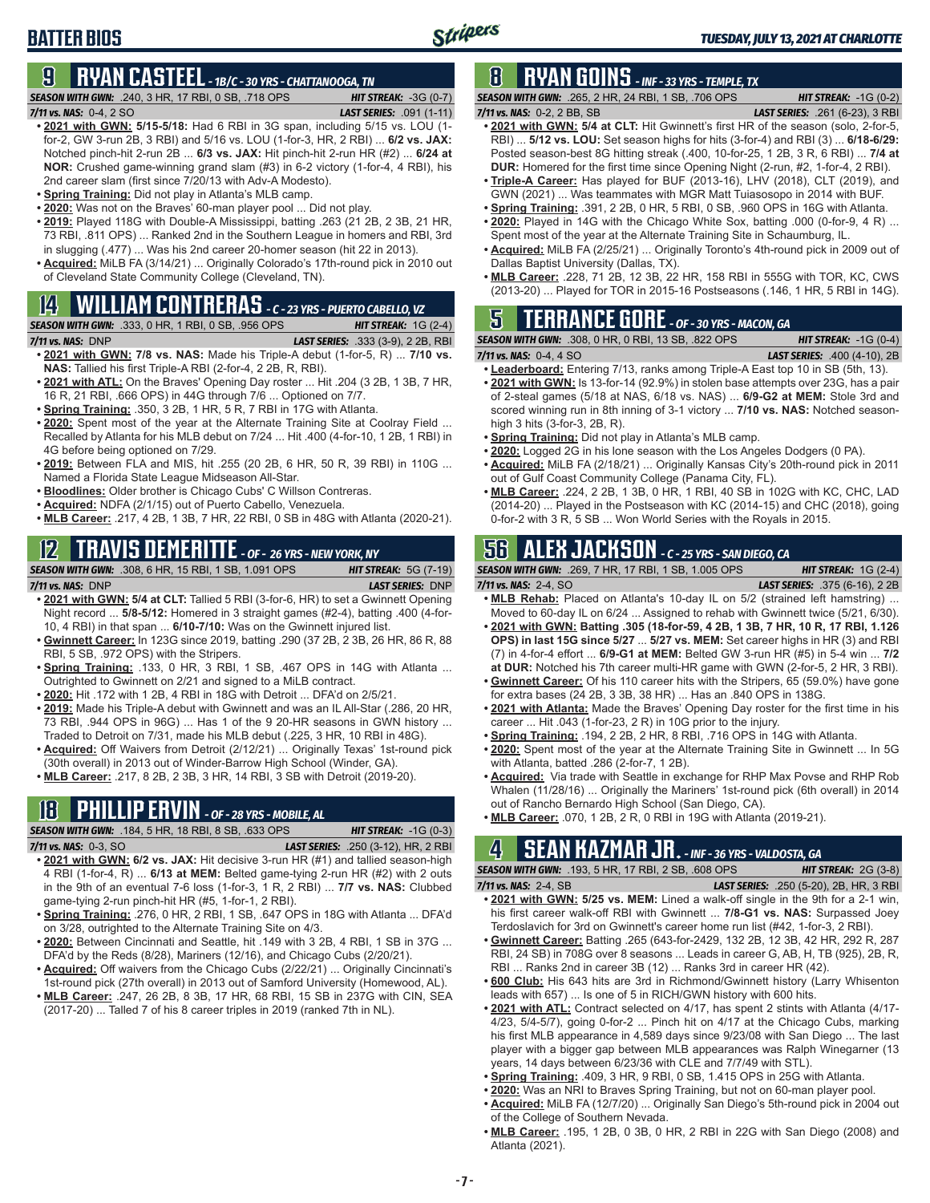# BATTER BIOS

## 9 RYAN CASTEEL - 1B/C - 30 YRS - CHATTANOOGA, TN

**SEASON WITH GWN:** .240, 3 HR, 17 RBI, 0 SB, .718 OPS **HIT STREAK:** -3G (0-7)
**7/11 vs. NAS:** 0-4, 2 SO **LAST SERIES:** .091 (1-11)

- **2021 with GWN: 5/15-5/18:** Had 6 RBI in 3G span, including 5/15 vs. LOU (1-for-2, GW 3-run 2B, 3 RBI) and 5/16 vs. LOU (1-for-3, HR, 2 RBI) ... **6/2 vs. JAX:** Notched pinch-hit 2-run 2B ... **6/3 vs. JAX:** Hit pinch-hit 2-run HR (#2) ... **6/24 at NOR:** Crushed game-winning grand slam (#3) in 6-2 victory (1-for-4, 4 RBI), his 2nd career slam (first since 7/20/13 with Adv-A Modesto).
- **Spring Training:** Did not play in Atlanta's MLB camp.
- **2020:** Was not on the Braves' 60-man player pool ... Did not play.
- **2019:** Played 118G with Double-A Mississippi, batting .263 (21 2B, 2 3B, 21 HR, 73 RBI, .811 OPS) ... Ranked 2nd in the Southern League in homers and RBI, 3rd in slugging (.477) ... Was his 2nd career 20-homer season (hit 22 in 2013).
- **Acquired:** MiLB FA (3/14/21) ... Originally Colorado's 17th-round pick in 2010 out of Cleveland State Community College (Cleveland, TN).

## 14 WILLIAM CONTRERAS - C - 23 YRS - PUERTO CABELLO, VZ

**SEASON WITH GWN:** .333, 0 HR, 1 RBI, 0 SB, .956 OPS **HIT STREAK:** 1G (2-4)
**7/11 vs. NAS:** DNP **LAST SERIES:** .333 (3-9), 2 2B, RBI

- **2021 with GWN: 7/8 vs. NAS:** Made his Triple-A debut (1-for-5, R) ... **7/10 vs. NAS:** Tallied his first Triple-A RBI (2-for-4, 2 2B, R, RBI).
- **2021 with ATL:** On the Braves' Opening Day roster ... Hit .204 (3 2B, 1 3B, 7 HR, 16 R, 21 RBI, .666 OPS) in 44G through 7/6 ... Optioned on 7/7.
- **Spring Training:** .350, 3 2B, 1 HR, 5 R, 7 RBI in 17G with Atlanta.
- **2020:** Spent most of the year at the Alternate Training Site at Coolray Field ... Recalled by Atlanta for his MLB debut on 7/24 ... Hit .400 (4-for-10, 1 2B, 1 RBI) in 4G before being optioned on 7/29.
- **2019:** Between FLA and MIS, hit .255 (20 2B, 6 HR, 50 R, 39 RBI) in 110G ... Named a Florida State League Midseason All-Star.
- **Bloodlines:** Older brother is Chicago Cubs' C Willson Contreras.
- **Acquired:** NDFA (2/1/15) out of Puerto Cabello, Venezuela.
- **MLB Career:** .217, 4 2B, 1 3B, 7 HR, 22 RBI, 0 SB in 48G with Atlanta (2020-21).

## 12 TRAVIS DEMERITTE - OF - 26 YRS - NEW YORK, NY

**SEASON WITH GWN:** .308, 6 HR, 15 RBI, 1 SB, 1.091 OPS **HIT STREAK:** 5G (7-19)
**7/11 vs. NAS:** DNP **LAST SERIES:** DNP

- **2021 with GWN: 5/4 at CLT:** Tallied 5 RBI (3-for-6, HR) to set a Gwinnett Opening Night record ... **5/8-5/12:** Homered in 3 straight games (#2-4), batting .400 (4-for-10, 4 RBI) in that span ... **6/10-7/10:** Was on the Gwinnett injured list.
- **Gwinnett Career:** In 123G since 2019, batting .290 (37 2B, 2 3B, 26 HR, 86 R, 88 RBI, 5 SB, .972 OPS) with the Stripers.
- **Spring Training:** .133, 0 HR, 3 RBI, 1 SB, .467 OPS in 14G with Atlanta ... Outrighted to Gwinnett on 2/21 and signed to a MiLB contract.
- **2020:** Hit .172 with 1 2B, 4 RBI in 18G with Detroit ... DFA'd on 2/5/21.
- **2019:** Made his Triple-A debut with Gwinnett and was an IL All-Star (.286, 20 HR, 73 RBI, .944 OPS in 96G) ... Has 1 of the 9 20-HR seasons in GWN history ... Traded to Detroit on 7/31, made his MLB debut (.225, 3 HR, 10 RBI in 48G).
- **Acquired:** Off Waivers from Detroit (2/12/21) ... Originally Texas' 1st-round pick (30th overall) in 2013 out of Winder-Barrow High School (Winder, GA).
- **MLB Career:** .217, 8 2B, 2 3B, 3 HR, 14 RBI, 3 SB with Detroit (2019-20).

## 18 PHILLIP ERVIN - OF - 28 YRS - MOBILE, AL

**SEASON WITH GWN:** .184, 5 HR, 18 RBI, 8 SB, .633 OPS **HIT STREAK:** -1G (0-3)
**7/11 vs. NAS:** 0-3, SO **LAST SERIES:** .250 (3-12), HR, 2 RBI

- **2021 with GWN: 6/2 vs. JAX:** Hit decisive 3-run HR (#1) and tallied season-high 4 RBI (1-for-4, R) ... **6/13 at MEM:** Belted game-tying 2-run HR (#2) with 2 outs in the 9th of an eventual 7-6 loss (1-for-3, 1 R, 2 RBI) ... **7/7 vs. NAS:** Clubbed game-tying 2-run pinch-hit HR (#5, 1-for-1, 2 RBI).
- **Spring Training:** .276, 0 HR, 2 RBI, 1 SB, .647 OPS in 18G with Atlanta ... DFA'd on 3/28, outrighted to the Alternate Training Site on 4/3.
- **2020:** Between Cincinnati and Seattle, hit .149 with 3 2B, 4 RBI, 1 SB in 37G ... DFA'd by the Reds (8/28), Mariners (12/16), and Chicago Cubs (2/20/21).
- **Acquired:** Off waivers from the Chicago Cubs (2/22/21) ... Originally Cincinnati's 1st-round pick (27th overall) in 2013 out of Samford University (Homewood, AL).
- **MLB Career:** .247, 26 2B, 8 3B, 17 HR, 68 RBI, 15 SB in 237G with CIN, SEA (2017-20) ... Talled 7 of his 8 career triples in 2019 (ranked 7th in NL).

## 8 RYAN GOINS - INF - 33 YRS - TEMPLE, TX

**SEASON WITH GWN:** .265, 2 HR, 24 RBI, 1 SB, .706 OPS **HIT STREAK:** -1G (0-2)
**7/11 vs. NAS:** 0-2, 2 BB, SB **LAST SERIES:** .261 (6-23), 3 RBI

- **2021 with GWN: 5/4 at CLT:** Hit Gwinnett's first HR of the season (solo, 2-for-5, RBI) ... **5/12 vs. LOU:** Set season highs for hits (3-for-4) and RBI (3) ... **6/18-6/29:** Posted season-best 8G hitting streak (.400, 10-for-25, 1 2B, 3 R, 6 RBI) ... **7/4 at DUR:** Homered for the first time since Opening Night (2-run, #2, 1-for-4, 2 RBI).
- **Triple-A Career:** Has played for BUF (2013-16), LHV (2018), CLT (2019), and GWN (2021) ... Was teammates with MGR Matt Tuiasosopo in 2014 with BUF.
- **Spring Training:** .391, 2 2B, 0 HR, 5 RBI, 0 SB, .960 OPS in 16G with Atlanta.
- **2020:** Played in 14G with the Chicago White Sox, batting .000 (0-for-9, 4 R) ... Spent most of the year at the Alternate Training Site in Schaumburg, IL.
- **Acquired:** MiLB FA (2/25/21) ... Originally Toronto's 4th-round pick in 2009 out of Dallas Baptist University (Dallas, TX).
- **MLB Career:** .228, 71 2B, 12 3B, 22 HR, 158 RBI in 555G with TOR, KC, CWS (2013-20) ... Played for TOR in 2015-16 Postseasons (.146, 1 HR, 5 RBI in 14G).

## 5 TERRANCE GORE - OF - 30 YRS - MACON, GA

**SEASON WITH GWN:** .308, 0 HR, 0 RBI, 13 SB, .822 OPS **HIT STREAK:** -1G (0-4)
**7/11 vs. NAS:** 0-4, 4 SO **LAST SERIES:** .400 (4-10), 2B

- **Leaderboard:** Entering 7/13, ranks among Triple-A East top 10 in SB (5th, 13).
- **2021 with GWN:** Is 13-for-14 (92.9%) in stolen base attempts over 23G, has a pair of 2-steal games (5/18 at NAS, 6/18 vs. NAS) ... **6/9-G2 at MEM:** Stole 3rd and scored winning run in 8th inning of 3-1 victory ... **7/10 vs. NAS:** Notched season-high 3 hits (3-for-3, 2B, R).
- **Spring Training:** Did not play in Atlanta's MLB camp.
- **2020:** Logged 2G in his lone season with the Los Angeles Dodgers (0 PA).
- **Acquired:** MiLB FA (2/18/21) ... Originally Kansas City's 20th-round pick in 2011 out of Gulf Coast Community College (Panama City, FL).
- **MLB Career:** .224, 2 2B, 1 3B, 0 HR, 1 RBI, 40 SB in 102G with KC, CHC, LAD (2014-20) ... Played in the Postseason with KC (2014-15) and CHC (2018), going 0-for-2 with 3 R, 5 SB ... Won World Series with the Royals in 2015.

## 56 ALEX JACKSON - C - 25 YRS - SAN DIEGO, CA

**SEASON WITH GWN:** .269, 7 HR, 17 RBI, 1 SB, 1.005 OPS **HIT STREAK:** 1G (2-4)
**7/11 vs. NAS:** 2-4, SO **LAST SERIES:** .375 (6-16), 2 2B

- **MLB Rehab:** Placed on Atlanta's 10-day IL on 5/2 (strained left hamstring) ... Moved to 60-day IL on 6/24 ... Assigned to rehab with Gwinnett twice (5/21, 6/30).
- **2021 with GWN: Batting .305 (18-for-59, 4 2B, 1 3B, 7 HR, 10 R, 17 RBI, 1.126 OPS) in last 15G since 5/27** ... **5/27 vs. MEM:** Set career highs in HR (3) and RBI (7) in 4-for-4 effort ... **6/9-G1 at MEM:** Belted GW 3-run HR (#5) in 5-4 win ... **7/2 at DUR:** Notched his 7th career multi-HR game with GWN (2-for-5, 2 HR, 3 RBI).
- **Gwinnett Career:** Of his 110 career hits with the Stripers, 65 (59.0%) have gone for extra bases (24 2B, 3 3B, 38 HR) ... Has an .840 OPS in 138G.
- **2021 with Atlanta:** Made the Braves' Opening Day roster for the first time in his career ... Hit .043 (1-for-23, 2 R) in 10G prior to the injury.
- **Spring Training:** .194, 2 2B, 2 HR, 8 RBI, .716 OPS in 14G with Atlanta.
- **2020:** Spent most of the year at the Alternate Training Site in Gwinnett ... In 5G with Atlanta, batted .286 (2-for-7, 1 2B).
- **Acquired:** Via trade with Seattle in exchange for RHP Max Povse and RHP Rob Whalen (11/28/16) ... Originally the Mariners' 1st-round pick (6th overall) in 2014 out of Rancho Bernardo High School (San Diego, CA).
- **MLB Career:** .070, 1 2B, 2 R, 0 RBI in 19G with Atlanta (2019-21).

## 4 SEAN KAZMAR JR. - INF - 36 YRS - VALDOSTA, GA

**SEASON WITH GWN:** .193, 5 HR, 17 RBI, 2 SB, .608 OPS **HIT STREAK:** 2G (3-8)
**7/11 vs. NAS:** 2-4, SB **LAST SERIES:** .250 (5-20), 2B, HR, 3 RBI

- **2021 with GWN: 5/25 vs. MEM:** Lined a walk-off single in the 9th for a 2-1 win, his first career walk-off RBI with Gwinnett ... **7/8-G1 vs. NAS:** Surpassed Joey Terdoslavich for 3rd on Gwinnett's career home run list (#42, 1-for-3, 2 RBI).
- **Gwinnett Career:** Batting .265 (643-for-2429, 132 2B, 12 3B, 42 HR, 292 R, 287 RBI, 24 SB) in 708G over 8 seasons ... Leads in career G, AB, H, TB (925), 2B, R, RBI ... Ranks 2nd in career 3B (12) ... Ranks 3rd in career HR (42).
- **600 Club:** His 643 hits are 3rd in Richmond/Gwinnett history (Larry Whisenton leads with 657) ... Is one of 5 in RICH/GWN history with 600 hits.
- **2021 with ATL:** Contract selected on 4/17, has spent 2 stints with Atlanta (4/17-4/23, 5/4-5/7), going 0-for-2 ... Pinch hit on 4/17 at the Chicago Cubs, marking his first MLB appearance in 4,589 days since 9/23/08 with San Diego ... The last player with a bigger gap between MLB appearances was Ralph Winegarner (13 years, 14 days between 6/23/36 with CLE and 7/7/49 with STL).
- **Spring Training:** .409, 3 HR, 9 RBI, 0 SB, 1.415 OPS in 25G with Atlanta.
- **2020:** Was an NRI to Braves Spring Training, but not on 60-man player pool.
- **Acquired:** MiLB FA (12/7/20) ... Originally San Diego's 5th-round pick in 2004 out of the College of Southern Nevada.
- **MLB Career:** .195, 1 2B, 0 3B, 0 HR, 2 RBI in 22G with San Diego (2008) and Atlanta (2021).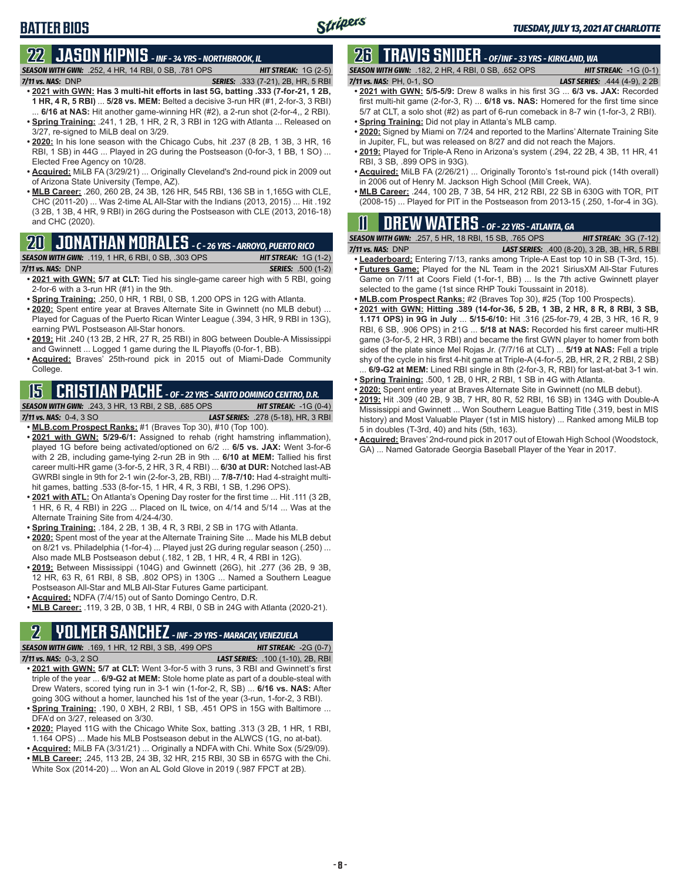# BATTER BIOS

## 22 JASON KIPNIS - INF - 34 YRS - NORTHBROOK, IL

**SEASON WITH GWN:** .252, 4 HR, 14 RBI, 0 SB, .781 OPS **HIT STREAK:** 1G (2-5)
**7/11 vs. NAS:** DNP **SERIES:** .333 (7-21), 2B, HR, 5 RBI

- **2021 with GWN: Has 3 multi-hit efforts in last 5G, batting .333 (7-for-21, 1 2B, 1 HR, 4 R, 5 RBI)** ... **5/28 vs. MEM:** Belted a decisive 3-run HR (#1, 2-for-3, 3 RBI) ... **6/16 at NAS:** Hit another game-winning HR (#2), a 2-run shot (2-for-4,, 2 RBI).
- **Spring Training:** .241, 1 2B, 1 HR, 2 R, 3 RBI in 12G with Atlanta ... Released on 3/27, re-signed to MiLB deal on 3/29.
- **2020:** In his lone season with the Chicago Cubs, hit .237 (8 2B, 1 3B, 3 HR, 16 RBI, 1 SB) in 44G ... Played in 2G during the Postseason (0-for-3, 1 BB, 1 SO) ... Elected Free Agency on 10/28.
- **Acquired:** MiLB FA (3/29/21) ... Originally Cleveland's 2nd-round pick in 2009 out of Arizona State University (Tempe, AZ).
- **MLB Career:** .260, 260 2B, 24 3B, 126 HR, 545 RBI, 136 SB in 1,165G with CLE, CHC (2011-20) ... Was 2-time AL All-Star with the Indians (2013, 2015) ... Hit .192 (3 2B, 1 3B, 4 HR, 9 RBI) in 26G during the Postseason with CLE (2013, 2016-18) and CHC (2020).

## 20 JONATHAN MORALES - C - 26 YRS - ARROYO, PUERTO RICO

**SEASON WITH GWN:** .119, 1 HR, 6 RBI, 0 SB, .303 OPS **HIT STREAK:** 1G (1-2)
**7/11 vs. NAS:** DNP **SERIES:** .500 (1-2)

- **2021 with GWN: 5/7 at CLT:** Tied his single-game career high with 5 RBI, going 2-for-6 with a 3-run HR (#1) in the 9th.
- **Spring Training:** .250, 0 HR, 1 RBI, 0 SB, 1.200 OPS in 12G with Atlanta.
- **2020:** Spent entire year at Braves Alternate Site in Gwinnett (no MLB debut) ... Played for Caguas of the Puerto Rican Winter League (.394, 3 HR, 9 RBI in 13G), earning PWL Postseason All-Star honors.
- **2019:** Hit .240 (13 2B, 2 HR, 27 R, 25 RBI) in 80G between Double-A Mississippi and Gwinnett ... Logged 1 game during the IL Playoffs (0-for-1, BB).
- **Acquired:** Braves' 25th-round pick in 2015 out of Miami-Dade Community College.

## 15 CRISTIAN PACHE - OF - 22 YRS - SANTO DOMINGO CENTRO, D.R.

**SEASON WITH GWN:** .243, 3 HR, 13 RBI, 2 SB, .685 OPS **HIT STREAK:** -1G (0-4)
**7/11 vs. NAS:** 0-4, 3 SO **LAST SERIES:** .278 (5-18), HR, 3 RBI

- **MLB.com Prospect Ranks:** #1 (Braves Top 30), #10 (Top 100).
- **2021 with GWN: 5/29-6/1:** Assigned to rehab (right hamstring inflammation), played 1G before being activated/optioned on 6/2 ... **6/5 vs. JAX:** Went 3-for-6 with 2 2B, including game-tying 2-run 2B in 9th ... **6/10 at MEM:** Tallied his first career multi-HR game (3-for-5, 2 HR, 3 R, 4 RBI) ... **6/30 at DUR:** Notched last-AB GWRBI single in 9th for 2-1 win (2-for-3, 2B, RBI) ... **7/8-7/10:** Had 4-straight multi-hit games, batting .533 (8-for-15, 1 HR, 4 R, 3 RBI, 1 SB, 1.296 OPS).
- **2021 with ATL:** On Atlanta's Opening Day roster for the first time ... Hit .111 (3 2B, 1 HR, 6 R, 4 RBI) in 22G ... Placed on IL twice, on 4/14 and 5/14 ... Was at the Alternate Training Site from 4/24-4/30.
- **Spring Training:** .184, 2 2B, 1 3B, 4 R, 3 RBI, 2 SB in 17G with Atlanta.
- **2020:** Spent most of the year at the Alternate Training Site ... Made his MLB debut on 8/21 vs. Philadelphia (1-for-4) ... Played just 2G during regular season (.250) ... Also made MLB Postseason debut (.182, 1 2B, 1 HR, 4 R, 4 RBI in 12G).
- **2019:** Between Mississippi (104G) and Gwinnett (26G), hit .277 (36 2B, 9 3B, 12 HR, 63 R, 61 RBI, 8 SB, .802 OPS) in 130G ... Named a Southern League Postseason All-Star and MLB All-Star Futures Game participant.
- **Acquired:** NDFA (7/4/15) out of Santo Domingo Centro, D.R.
- **MLB Career:** .119, 3 2B, 0 3B, 1 HR, 4 RBI, 0 SB in 24G with Atlanta (2020-21).

## 2 YOLMER SANCHEZ - INF - 29 YRS - MARACAY, VENEZUELA

**SEASON WITH GWN:** .169, 1 HR, 12 RBI, 3 SB, .499 OPS **HIT STREAK:** -2G (0-7)
**7/11 vs. NAS:** 0-3, 2 SO **LAST SERIES:** .100 (1-10), 2B, RBI

- **2021 with GWN: 5/7 at CLT:** Went 3-for-5 with 3 runs, 3 RBI and Gwinnett's first triple of the year ... **6/9-G2 at MEM:** Stole home plate as part of a double-steal with Drew Waters, scored tying run in 3-1 win (1-for-2, R, SB) ... **6/16 vs. NAS:** After going 30G without a homer, launched his 1st of the year (3-run, 1-for-2, 3 RBI).
- **Spring Training:** .190, 0 XBH, 2 RBI, 1 SB, .451 OPS in 15G with Baltimore ... DFA'd on 3/27, released on 3/30.
- **2020:** Played 11G with the Chicago White Sox, batting .313 (3 2B, 1 HR, 1 RBI, 1.164 OPS) ... Made his MLB Postseason debut in the ALWCS (1G, no at-bat).
- **Acquired:** MiLB FA (3/31/21) ... Originally a NDFA with Chi. White Sox (5/29/09).
- **MLB Career:** .245, 113 2B, 24 3B, 32 HR, 215 RBI, 30 SB in 657G with the Chi. White Sox (2014-20) ... Won an AL Gold Glove in 2019 (.987 FPCT at 2B).

## 26 TRAVIS SNIDER - OF/INF - 33 YRS - KIRKLAND, WA

**SEASON WITH GWN:** .182, 2 HR, 4 RBI, 0 SB, .652 OPS **HIT STREAK:** -1G (0-1)
**7/11 vs. NAS:** PH, 0-1, SO **LAST SERIES:** .444 (4-9), 2 2B

- **2021 with GWN:** **5/5-5/9:** Drew 8 walks in his first 3G ... **6/3 vs. JAX:** Recorded first multi-hit game (2-for-3, R) ... **6/18 vs. NAS:** Homered for the first time since 5/7 at CLT, a solo shot (#2) as part of 6-run comeback in 8-7 win (1-for-3, 2 RBI).
- **Spring Training:** Did not play in Atlanta's MLB camp.
- **2020:** Signed by Miami on 7/24 and reported to the Marlins' Alternate Training Site in Jupiter, FL, but was released on 8/27 and did not reach the Majors.
- **2019:** Played for Triple-A Reno in Arizona's system (.294, 22 2B, 4 3B, 11 HR, 41 RBI, 3 SB, .899 OPS in 93G).
- **Acquired:** MiLB FA (2/26/21) ... Originally Toronto's 1st-round pick (14th overall) in 2006 out of Henry M. Jackson High School (Mill Creek, WA).
- **MLB Career:** .244, 100 2B, 7 3B, 54 HR, 212 RBI, 22 SB in 630G with TOR, PIT (2008-15) ... Played for PIT in the Postseason from 2013-15 (.250, 1-for-4 in 3G).

## 11 DREW WATERS - OF - 22 YRS - ATLANTA, GA

**SEASON WITH GWN:** .257, 5 HR, 18 RBI, 15 SB, .765 OPS **HIT STREAK:** 3G (7-12)
**7/11 vs. NAS:** DNP **LAST SERIES:** .400 (8-20), 3 2B, 3B, HR, 5 RBI

- **Leaderboard:** Entering 7/13, ranks among Triple-A East top 10 in SB (T-3rd, 15).
- **Futures Game:** Played for the NL Team in the 2021 SiriusXM All-Star Futures Game on 7/11 at Coors Field (1-for-1, BB) ... Is the 7th active Gwinnett player selected to the game (1st since RHP Touki Toussaint in 2018).
- **MLB.com Prospect Ranks:** #2 (Braves Top 30), #25 (Top 100 Prospects).
- **2021 with GWN: Hitting .389 (14-for-36, 5 2B, 1 3B, 2 HR, 8 R, 8 RBI, 3 SB, 1.171 OPS) in 9G in July** ... **5/15-6/10:** Hit .316 (25-for-79, 4 2B, 3 HR, 16 R, 9 RBI, 6 SB, .906 OPS) in 21G ... **5/18 at NAS:** Recorded his first career multi-HR game (3-for-5, 2 HR, 3 RBI) and became the first GWN player to homer from both sides of the plate since Mel Rojas Jr. (7/7/16 at CLT) ... **5/19 at NAS:** Fell a triple shy of the cycle in his first 4-hit game at Triple-A (4-for-5, 2B, HR, 2 R, 2 RBI, 2 SB) ... **6/9-G2 at MEM:** Lined RBI single in 8th (2-for-3, R, RBI) for last-at-bat 3-1 win.
- **Spring Training:** .500, 1 2B, 0 HR, 2 RBI, 1 SB in 4G with Atlanta.
- **2020:** Spent entire year at Braves Alternate Site in Gwinnett (no MLB debut).
- **2019:** Hit .309 (40 2B, 9 3B, 7 HR, 80 R, 52 RBI, 16 SB) in 134G with Double-A Mississippi and Gwinnett ... Won Southern League Batting Title (.319, best in MIS history) and Most Valuable Player (1st in MIS history) ... Ranked among MiLB top 5 in doubles (T-3rd, 40) and hits (5th, 163).
- **Acquired:** Braves' 2nd-round pick in 2017 out of Etowah High School (Woodstock, GA) ... Named Gatorade Georgia Baseball Player of the Year in 2017.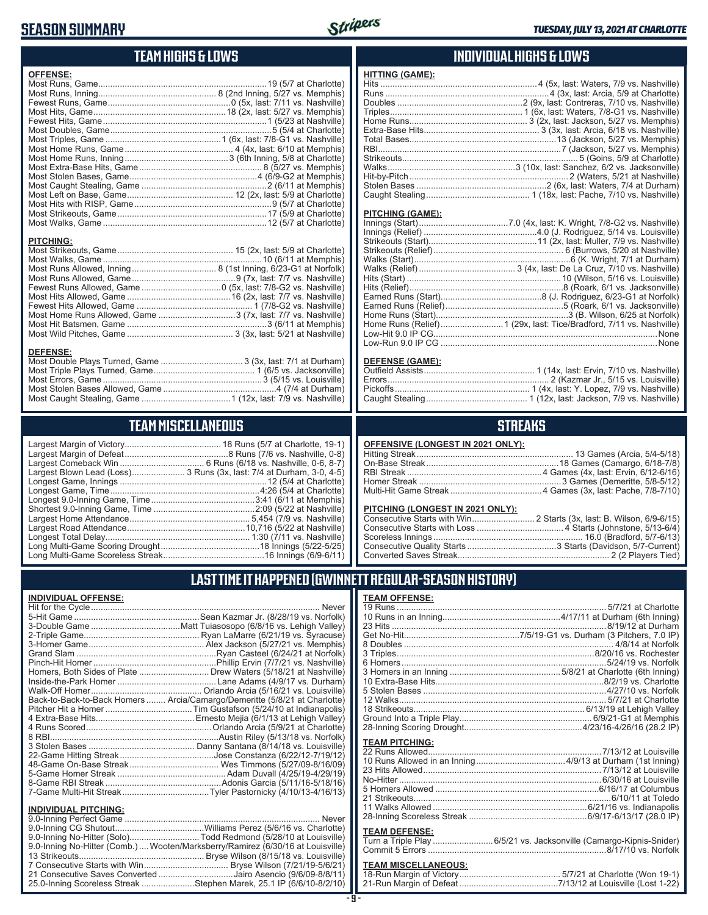# SEASON SUMMARY

*TUESDAY, JULY 13, 2021 AT CHARLOTTE*

## TEAM HIGHS & LOWS

**OFFENSE:**

| | |
|---|---|
| Most Runs, Game | 19 (5/7 at Charlotte) |
| Most Runs, Inning | 8 (2nd Inning, 5/27 vs. Memphis) |
| Fewest Runs, Game | 0 (5x, last: 7/11 vs. Nashville) |
| Most Hits, Game | 18 (2x, last: 5/27 vs. Memphis) |
| Fewest Hits, Game | 1 (5/23 at Nashville) |
| Most Doubles, Game | 5 (5/4 at Charlotte) |
| Most Triples, Game | 1 (6x, last: 7/8-G1 vs. Nashville) |
| Most Home Runs, Game | 4 (4x, last: 6/10 at Memphis) |
| Most Home Runs, Inning | 3 (6th Inning, 5/8 at Charlotte) |
| Most Extra-Base Hits, Game | 8 (5/27 vs. Memphis) |
| Most Stolen Bases, Game | 4 (6/9-G2 at Memphis) |
| Most Caught Stealing, Game | 2 (6/11 at Memphis) |
| Most Left on Base, Game | 12 (2x, last: 5/9 at Charlotte) |
| Most Hits with RISP, Game | 9 (5/7 at Charlotte) |
| Most Strikeouts, Game | 17 (5/9 at Charlotte) |
| Most Walks, Game | 12 (5/7 at Charlotte) |

**PITCHING:**

| | |
|---|---|
| Most Strikeouts, Game | 15 (2x, last: 5/9 at Charlotte) |
| Most Walks, Game | 10 (6/11 at Memphis) |
| Most Runs Allowed, Inning | 8 (1st Inning, 6/23-G1 at Norfolk) |
| Most Runs Allowed, Game | 9 (7x, last: 7/7 vs. Nashville) |
| Fewest Runs Allowed, Game | 0 (5x, last: 7/8-G2 vs. Nashville) |
| Most Hits Allowed, Game | 16 (2x, last: 7/7 vs. Nashville) |
| Fewest Hits Allowed, Game | 1 (7/8-G2 vs. Nashville) |
| Most Home Runs Allowed, Game | 3 (7x, last: 7/7 vs. Nashville) |
| Most Hit Batsmen, Game | 3 (6/11 at Memphis) |
| Most Wild Pitches, Game | 3 (3x, last: 5/21 at Nashville) |

**DEFENSE:**

| | |
|---|---|
| Most Double Plays Turned, Game | 3 (3x, last: 7/1 at Durham) |
| Most Triple Plays Turned, Game | 1 (6/5 vs. Jacksonville) |
| Most Errors, Game | 3 (5/15 vs. Louisville) |
| Most Stolen Bases Allowed, Game | 4 (7/4 at Durham) |
| Most Caught Stealing, Game | 1 (12x, last: 7/9 vs. Nashville) |

## INDIVIDUAL HIGHS & LOWS

**HITTING (GAME):**

| | |
|---|---|
| Hits | 4 (5x, last: Waters, 7/9 vs. Nashville) |
| Runs | 4 (3x, last: Arcia, 5/9 at Charlotte) |
| Doubles | 2 (9x, last: Contreras, 7/10 vs. Nashville) |
| Triples | 1 (6x, last: Waters, 7/8-G1 vs. Nashville) |
| Home Runs | 3 (2x, last: Jackson, 5/27 vs. Memphis) |
| Extra-Base Hits | 3 (3x, last: Arcia, 6/18 vs. Nashville) |
| Total Bases | 13 (Jackson, 5/27 vs. Memphis) |
| RBI | 7 (Jackson, 5/27 vs. Memphis) |
| Strikeouts | 5 (Goins, 5/9 at Charlotte) |
| Walks | 3 (10x, last: Sanchez, 6/2 vs. Jacksonville) |
| Hit-by-Pitch | 2 (Waters, 5/21 at Nashville) |
| Stolen Bases | 2 (6x, last: Waters, 7/4 at Durham) |
| Caught Stealing | 1 (18x, last: Pache, 7/10 vs. Nashville) |

**PITCHING (GAME):**

| | |
|---|---|
| Innings (Start) | 7.0 (4x, last: K. Wright, 7/8-G2 vs. Nashville) |
| Innings (Relief) | 4.0 (J. Rodriguez, 5/14 vs. Louisville) |
| Strikeouts (Start) | 11 (2x, last: Muller, 7/9 vs. Nashville) |
| Strikeouts (Relief) | 6 (Burrows, 5/20 at Nashville) |
| Walks (Start) | 6 (K. Wright, 7/1 at Durham) |
| Walks (Relief) | 3 (4x, last: De La Cruz, 7/10 vs. Nashville) |
| Hits (Start) | 10 (Wilson, 5/16 vs. Louisville) |
| Hits (Relief) | 8 (Roark, 6/1 vs. Jacksonville) |
| Earned Runs (Start) | 8 (J. Rodriguez, 6/23-G1 at Norfolk) |
| Earned Runs (Relief) | 5 (Roark, 6/1 vs. Jacksonville) |
| Home Runs (Start) | 3 (B. Wilson, 6/25 at Norfolk) |
| Home Runs (Relief) | 1 (29x, last: Tice/Bradford, 7/11 vs. Nashville) |
| Low-Hit 9.0 IP CG | None |
| Low-Run 9.0 IP CG | None |

**DEFENSE (GAME):**

| | |
|---|---|
| Outfield Assists | 1 (14x, last: Ervin, 7/10 vs. Nashville) |
| Errors | 2 (Kazmar Jr., 5/15 vs. Louisville) |
| Pickoffs | 1 (4x, last: Y. Lopez, 7/9 vs. Nashville) |
| Caught Stealing | 1 (12x, last: Jackson, 7/9 vs. Nashville) |

## TEAM MISCELLANEOUS

| | |
|---|---|
| Largest Margin of Victory | 18 Runs (5/7 at Charlotte, 19-1) |
| Largest Margin of Defeat | 8 Runs (7/6 vs. Nashville, 0-8) |
| Largest Comeback Win | 6 Runs (6/18 vs. Nashville, 0-6, 8-7) |
| Largest Blown Lead (Loss) | 3 Runs (3x, last: 7/4 at Durham, 3-0, 4-5) |
| Longest Game, Innings | 12 (5/4 at Charlotte) |
| Longest Game, Time | 4:26 (5/4 at Charlotte) |
| Longest 9.0-Inning Game, Time | 3:41 (6/11 at Memphis) |
| Shortest 9.0-Inning Game, Time | 2:09 (5/22 at Nashville) |
| Largest Home Attendance | 5,454 (7/9 vs. Nashville) |
| Largest Road Attendance | 10,716 (5/22 at Nashville) |
| Longest Total Delay | 1:30 (7/11 vs. Nashville) |
| Long Multi-Game Scoring Drought | 18 Innings (5/22-5/25) |
| Long Multi-Game Scoreless Streak | 16 Innings (6/9-6/11) |

## STREAKS

**OFFENSIVE (LONGEST IN 2021 ONLY):**

| | |
|---|---|
| Hitting Streak | 13 Games (Arcia, 5/4-5/18) |
| On-Base Streak | 18 Games (Camargo, 6/18-7/8) |
| RBI Streak | 4 Games (4x, last: Ervin, 6/12-6/16) |
| Homer Streak | 3 Games (Demeritte, 5/8-5/12) |
| Multi-Hit Game Streak | 4 Games (3x, last: Pache, 7/8-7/10) |

**PITCHING (LONGEST IN 2021 ONLY):**

| | |
|---|---|
| Consecutive Starts with Win | 2 Starts (3x, last: B. Wilson, 6/9-6/15) |
| Consecutive Starts with Loss | 4 Starts (Johnstone, 5/13-6/4) |
| Scoreless Innings | 16.0 (Bradford, 5/7-6/13) |
| Consecutive Quality Starts | 3 Starts (Davidson, 5/7-Current) |
| Converted Saves Streak | 2 (2 Players Tied) |

## LAST TIME IT HAPPENED (GWINNETT REGULAR-SEASON HISTORY)

**INDIVIDUAL OFFENSE:**

| | |
|---|---|
| Hit for the Cycle | Never |
| 5-Hit Game | Sean Kazmar Jr. (8/28/19 vs. Norfolk) |
| 3-Double Game | Matt Tuiasosopo (6/8/16 vs. Lehigh Valley) |
| 2-Triple Game | Ryan LaMarre (6/21/19 vs. Syracuse) |
| 3-Homer Game | Alex Jackson (5/27/21 vs. Memphis) |
| Grand Slam | Ryan Casteel (6/24/21 at Norfolk) |
| Pinch-Hit Homer | Phillip Ervin (7/7/21 vs. Nashville) |
| Homers, Both Sides of Plate | Drew Waters (5/18/21 at Nashville) |
| Inside-the-Park Homer | Lane Adams (4/9/17 vs. Durham) |
| Walk-Off Homer | Orlando Arcia (5/16/21 vs. Louisville) |
| Back-to-Back-to-Back Homers | Arcia/Camargo/Demeritte (5/8/21 at Charlotte) |
| Pitcher Hit a Homer | Tim Gustafson (5/24/10 at Indianapolis) |
| 4 Extra-Base Hits | Ernesto Mejia (6/1/13 at Lehigh Valley) |
| 4 Runs Scored | Orlando Arcia (5/9/21 at Charlotte) |
| 8 RBI | Austin Riley (5/13/18 vs. Norfolk) |
| 3 Stolen Bases | Danny Santana (8/14/18 vs. Louisville) |
| 22-Game Hitting Streak | Jose Constanza (6/22/12-7/19/12) |
| 48-Game On-Base Streak | Wes Timmons (5/27/09-8/16/09) |
| 5-Game Homer Streak | Adam Duvall (4/25/19-4/29/19) |
| 8-Game RBI Streak | Adonis Garcia (5/11/16-5/18/16) |
| 7-Game Multi-Hit Streak | Tyler Pastornicky (4/10/13-4/16/13) |

**INDIVIDUAL PITCHING:**

| | |
|---|---|
| 9.0-Inning Perfect Game | Never |
| 9.0-Inning CG Shutout | Williams Perez (5/6/16 vs. Charlotte) |
| 9.0-Inning No-Hitter (Solo) | Todd Redmond (5/28/10 at Louisville) |
| 9.0-Inning No-Hitter (Comb.) | Wooten/Marksberry/Ramirez (6/30/16 at Louisville) |
| 13 Strikeouts | Bryse Wilson (8/15/18 vs. Louisville) |
| 7 Consecutive Starts with Win | Bryse Wilson (7/21/19-5/6/21) |
| 21 Consecutive Saves Converted | Jairo Asencio (9/6/09-8/8/11) |
| 25.0-Inning Scoreless Streak | Stephen Marek, 25.1 IP (6/6/10-8/2/10) |

**TEAM OFFENSE:**

| | |
|---|---|
| 19 Runs | 5/7/21 at Charlotte |
| 10 Runs in an Inning | 4/17/11 at Durham (6th Inning) |
| 23 Hits | 8/19/12 at Durham |
| Get No-Hit | 7/5/19-G1 vs. Durham (3 Pitchers, 7.0 IP) |
| 8 Doubles | 4/8/14 at Norfolk |
| 3 Triples | 8/20/16 vs. Rochester |
| 6 Homers | 5/24/19 vs. Norfolk |
| 3 Homers in an Inning | 5/8/21 at Charlotte (6th Inning) |
| 10 Extra-Base Hits | 8/2/19 vs. Charlotte |
| 5 Stolen Bases | 4/27/10 vs. Norfolk |
| 12 Walks | 5/7/21 at Charlotte |
| 18 Strikeouts | 6/13/19 at Lehigh Valley |
| Ground Into a Triple Play | 6/9/21-G1 at Memphis |
| 28-Inning Scoring Drought | 4/23/16-4/26/16 (28.2 IP) |

**TEAM PITCHING:**

| | |
|---|---|
| 22 Runs Allowed | 7/13/12 at Louisville |
| 10 Runs Allowed in an Inning | 4/9/13 at Durham (1st Inning) |
| 23 Hits Allowed | 7/13/12 at Louisville |
| No-Hitter | 6/30/16 at Louisville |
| 5 Homers Allowed | 6/16/17 at Columbus |
| 21 Strikeouts | 6/10/11 at Toledo |
| 11 Walks Allowed | 6/21/16 vs. Indianapolis |
| 28-Inning Scoreless Streak | 6/9/17-6/13/17 (28.0 IP) |

**TEAM DEFENSE:**

| | |
|---|---|
| Turn a Triple Play | 6/5/21 vs. Jacksonville (Camargo-Kipnis-Snider) |
| Commit 5 Errors | 8/17/10 vs. Norfolk |

**TEAM MISCELLANEOUS:**

| | |
|---|---|
| 18-Run Margin of Victory | 5/7/21 at Charlotte (Won 19-1) |
| 21-Run Margin of Defeat | 7/13/12 at Louisville (Lost 1-22) |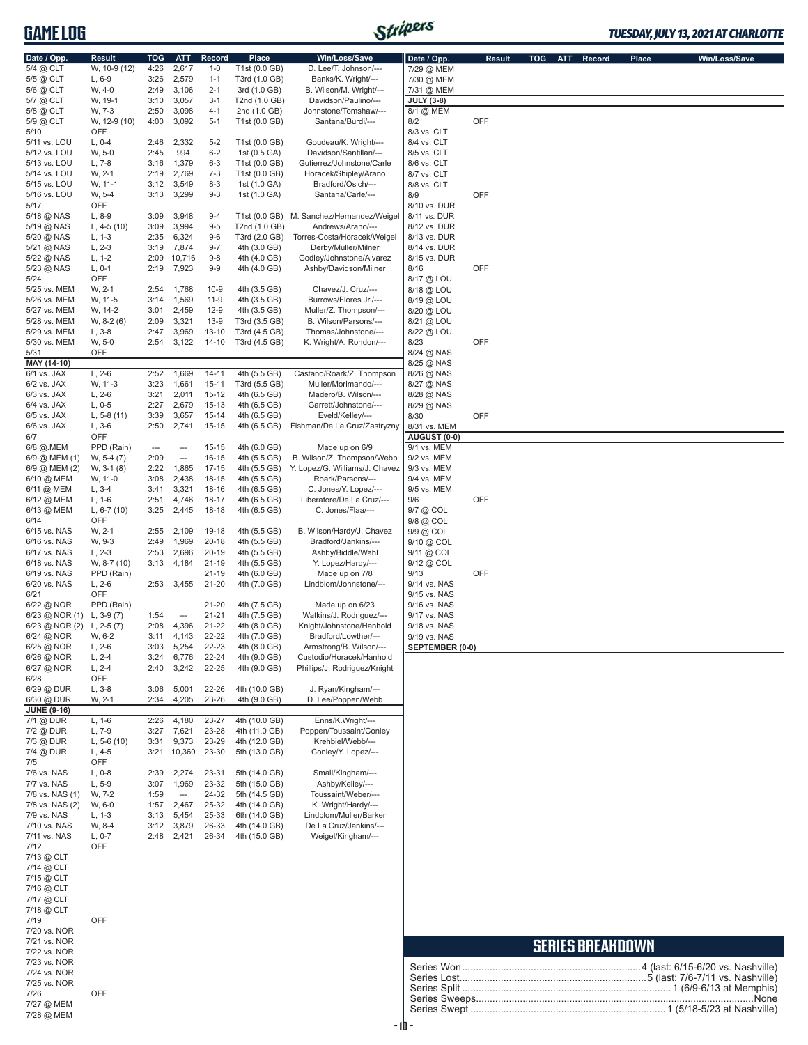## GAME LOG

| Date / Opp. | Result | TOG | ATT | Record | Place | Win/Loss/Save |
|---|---|---|---|---|---|---|
| 5/4 @ CLT | W, 10-9 (12) | 4:26 | 2,617 | 1-0 | T1st (0.0 GB) | D. Lee/T. Johnson/--- |
| 5/5 @ CLT | L, 6-9 | 3:26 | 2,579 | 1-1 | T3rd (1.0 GB) | Banks/K. Wright/--- |
| 5/6 @ CLT | W, 4-0 | 2:49 | 3,106 | 2-1 | 3rd (1.0 GB) | B. Wilson/M. Wright/--- |
| 5/7 @ CLT | W, 19-1 | 3:10 | 3,057 | 3-1 | T2nd (1.0 GB) | Davidson/Paulino/--- |
| 5/8 @ CLT | W, 7-3 | 2:50 | 3,098 | 4-1 | 2nd (1.0 GB) | Johnstone/Tomshaw/--- |
| 5/9 @ CLT | W, 12-9 (10) | 4:00 | 3,092 | 5-1 | T1st (0.0 GB) | Santana/Burdi/--- |
| 5/10 | OFF | | | | | |
| 5/11 vs. LOU | L, 0-4 | 2:46 | 2,332 | 5-2 | T1st (0.0 GB) | Goudeau/K. Wright/--- |
| 5/12 vs. LOU | W, 5-0 | 2:45 | 994 | 6-2 | 1st (0.5 GA) | Davidson/Santillan/--- |
| 5/13 vs. LOU | L, 7-8 | 3:16 | 1,379 | 6-3 | T1st (0.0 GB) | Gutierrez/Johnstone/Carle |
| 5/14 vs. LOU | W, 2-1 | 2:19 | 2,769 | 7-3 | T1st (0.0 GB) | Horacek/Shipley/Arano |
| 5/15 vs. LOU | W, 11-1 | 3:12 | 3,549 | 8-3 | 1st (1.0 GA) | Bradford/Osich/--- |
| 5/16 vs. LOU | W, 5-4 | 3:13 | 3,299 | 9-3 | 1st (1.0 GA) | Santana/Carle/--- |
| 5/17 | OFF | | | | | |
| 5/18 @ NAS | L, 8-9 | 3:09 | 3,948 | 9-4 | T1st (0.0 GB) | M. Sanchez/Hernandez/Weigel |
| 5/19 @ NAS | L, 4-5 (10) | 3:09 | 3,994 | 9-5 | T2nd (1.0 GB) | Andrews/Arano/--- |
| 5/20 @ NAS | L, 1-3 | 2:35 | 6,324 | 9-6 | T3rd (2.0 GB) | Torres-Costa/Horacek/Weigel |
| 5/21 @ NAS | L, 2-3 | 3:19 | 7,874 | 9-7 | 4th (3.0 GB) | Derby/Muller/Milner |
| 5/22 @ NAS | L, 1-2 | 2:09 | 10,716 | 9-8 | 4th (4.0 GB) | Godley/Johnstone/Alvarez |
| 5/23 @ NAS | L, 0-1 | 2:19 | 7,923 | 9-9 | 4th (4.0 GB) | Ashby/Davidson/Milner |
| 5/24 | OFF | | | | | |
| 5/25 vs. MEM | W, 2-1 | 2:54 | 1,768 | 10-9 | 4th (3.5 GB) | Chavez/J. Cruz/--- |
| 5/26 vs. MEM | W, 11-5 | 3:14 | 1,569 | 11-9 | 4th (3.5 GB) | Burrows/Flores Jr./--- |
| 5/27 vs. MEM | W, 14-2 | 3:01 | 2,459 | 12-9 | 4th (3.5 GB) | Muller/Z. Thompson/--- |
| 5/28 vs. MEM | W, 8-2 (6) | 2:09 | 3,321 | 13-9 | T3rd (3.5 GB) | B. Wilson/Parsons/--- |
| 5/29 vs. MEM | L, 3-8 | 2:47 | 3,969 | 13-10 | T3rd (4.5 GB) | Thomas/Johnstone/--- |
| 5/30 vs. MEM | W, 5-0 | 2:54 | 3,122 | 14-10 | T3rd (4.5 GB) | K. Wright/A. Rondon/--- |
| 5/31 | OFF | | | | | |
| **MAY (14-10)** | | | | | | |
| 6/1 vs. JAX | L, 2-6 | 2:52 | 1,669 | 14-11 | 4th (5.5 GB) | Castano/Roark/Z. Thompson |
| 6/2 vs. JAX | W, 11-3 | 3:23 | 1,661 | 15-11 | T3rd (5.5 GB) | Muller/Morimando/--- |
| 6/3 vs. JAX | L, 2-6 | 3:21 | 2,011 | 15-12 | 4th (6.5 GB) | Madero/B. Wilson/--- |
| 6/4 vs. JAX | L, 0-5 | 2:27 | 2,679 | 15-13 | 4th (6.5 GB) | Garrett/Johnstone/--- |
| 6/5 vs. JAX | L, 5-8 (11) | 3:39 | 3,657 | 15-14 | 4th (6.5 GB) | Eveld/Kelley/--- |
| 6/6 vs. JAX | L, 3-6 | 2:50 | 2,741 | 15-15 | 4th (6.5 GB) | Fishman/De La Cruz/Zastryzny |
| 6/7 | OFF | | | | | |
| 6/8 @ MEM | PPD (Rain) | --- | --- | 15-15 | 4th (6.0 GB) | Made up on 6/9 |
| 6/9 @ MEM (1) | W, 5-4 (7) | 2:09 | --- | 16-15 | 4th (5.5 GB) | B. Wilson/Z. Thompson/Webb |
| 6/9 @ MEM (2) | W, 3-1 (8) | 2:22 | 1,865 | 17-15 | 4th (5.5 GB) | Y. Lopez/G. Williams/J. Chavez |
| 6/10 @ MEM | W, 11-0 | 3:08 | 2,438 | 18-15 | 4th (5.5 GB) | Roark/Parsons/--- |
| 6/11 @ MEM | L, 3-4 | 3:41 | 3,321 | 18-16 | 4th (6.5 GB) | C. Jones/Y. Lopez/--- |
| 6/12 @ MEM | L, 1-6 | 2:51 | 4,746 | 18-17 | 4th (6.5 GB) | Liberatore/De La Cruz/--- |
| 6/13 @ MEM | L, 6-7 (10) | 3:25 | 2,445 | 18-18 | 4th (6.5 GB) | C. Jones/Flaa/--- |
| 6/14 | OFF | | | | | |
| 6/15 vs. NAS | W, 2-1 | 2:55 | 2,109 | 19-18 | 4th (5.5 GB) | B. Wilson/Hardy/J. Chavez |
| 6/16 vs. NAS | W, 9-3 | 2:49 | 1,969 | 20-18 | 4th (5.5 GB) | Bradford/Jankins/--- |
| 6/17 vs. NAS | L, 2-3 | 2:53 | 2,696 | 20-19 | 4th (5.5 GB) | Ashby/Biddle/Wahl |
| 6/18 vs. NAS | W, 8-7 (10) | 3:13 | 4,184 | 21-19 | 4th (5.5 GB) | Y. Lopez/Hardy/--- |
| 6/19 vs. NAS | PPD (Rain) | | | 21-19 | 4th (6.0 GB) | Made up on 7/8 |
| 6/20 vs. NAS | L, 2-6 | 2:53 | 3,455 | 21-20 | 4th (7.0 GB) | Lindblom/Johnstone/--- |
| 6/21 | OFF | | | | | |
| 6/22 @ NOR | PPD (Rain) | | | 21-20 | 4th (7.5 GB) | Made up on 6/23 |
| 6/23 @ NOR (1) | L, 3-9 (7) | 1:54 | --- | 21-21 | 4th (7.5 GB) | Watkins/J. Rodriguez/--- |
| 6/23 @ NOR (2) | L, 2-5 (7) | 2:08 | 4,396 | 21-22 | 4th (8.0 GB) | Knight/Johnstone/Hanhold |
| 6/24 @ NOR | W, 6-2 | 3:11 | 4,143 | 22-22 | 4th (7.0 GB) | Bradford/Lowther/--- |
| 6/25 @ NOR | L, 2-6 | 3:03 | 5,254 | 22-23 | 4th (8.0 GB) | Armstrong/B. Wilson/--- |
| 6/26 @ NOR | L, 2-4 | 3:24 | 6,776 | 22-24 | 4th (9.0 GB) | Custodio/Horacek/Hanhold |
| 6/27 @ NOR | L, 2-4 | 2:40 | 3,242 | 22-25 | 4th (9.0 GB) | Phillips/J. Rodriguez/Knight |
| 6/28 | OFF | | | | | |
| 6/29 @ DUR | L, 3-8 | 3:06 | 5,001 | 22-26 | 4th (10.0 GB) | J. Ryan/Kingham/--- |
| 6/30 @ DUR | W, 2-1 | 2:34 | 4,205 | 23-26 | 4th (9.0 GB) | D. Lee/Poppen/Webb |
| **JUNE (9-16)** | | | | | | |
| 7/1 @ DUR | L, 1-6 | 2:26 | 4,180 | 23-27 | 4th (10.0 GB) | Enns/K.Wright/--- |
| 7/2 @ DUR | L, 7-9 | 3:27 | 7,621 | 23-28 | 4th (11.0 GB) | Poppen/Toussaint/Conley |
| 7/3 @ DUR | L, 5-6 (10) | 3:31 | 9,373 | 23-29 | 4th (12.0 GB) | Krehbiel/Webb/--- |
| 7/4 @ DUR | L, 4-5 | 3:21 | 10,360 | 23-30 | 5th (13.0 GB) | Conley/Y. Lopez/--- |
| 7/5 | OFF | | | | | |
| 7/6 vs. NAS | L, 0-8 | 2:39 | 2,274 | 23-31 | 5th (14.0 GB) | Small/Kingham/--- |
| 7/7 vs. NAS | L, 5-9 | 3:07 | 1,969 | 23-32 | 5th (15.0 GB) | Ashby/Kelley/--- |
| 7/8 vs. NAS (1) | W, 7-2 | 1:59 | --- | 24-32 | 5th (14.5 GB) | Toussaint/Weber/--- |
| 7/8 vs. NAS (2) | W, 6-0 | 1:57 | 2,467 | 25-32 | 4th (14.0 GB) | K. Wright/Hardy/--- |
| 7/9 vs. NAS | L, 1-3 | 3:13 | 5,454 | 25-33 | 6th (14.0 GB) | Lindblom/Muller/Barker |
| 7/10 vs. NAS | W, 8-4 | 3:12 | 3,879 | 26-33 | 4th (14.0 GB) | De La Cruz/Jankins/--- |
| 7/11 vs. NAS | L, 0-7 | 2:48 | 2,421 | 26-34 | 4th (15.0 GB) | Weigel/Kingham/--- |
| 7/12 | OFF | | | | | |
| 7/13 @ CLT | | | | | | |
| 7/14 @ CLT | | | | | | |
| 7/15 @ CLT | | | | | | |
| 7/16 @ CLT | | | | | | |
| 7/17 @ CLT | | | | | | |
| 7/18 @ CLT | | | | | | |
| 7/19 | OFF | | | | | |
| 7/20 vs. NOR | | | | | | |
| 7/21 vs. NOR | | | | | | |
| 7/22 vs. NOR | | | | | | |
| 7/23 vs. NOR | | | | | | |
| 7/24 vs. NOR | | | | | | |
| 7/25 vs. NOR | | | | | | |
| 7/26 | OFF | | | | | |
| 7/27 @ MEM | | | | | | |
| 7/28 @ MEM | | | | | | |
| 7/29 @ MEM | | | | | | |
| 7/30 @ MEM | | | | | | |
| 7/31 @ MEM | | | | | | |
| **JULY (3-8)** | | | | | | |
| 8/1 @ MEM | | | | | | |
| 8/2 | OFF | | | | | |
| 8/3 vs. CLT | | | | | | |
| 8/4 vs. CLT | | | | | | |
| 8/5 vs. CLT | | | | | | |
| 8/6 vs. CLT | | | | | | |
| 8/7 vs. CLT | | | | | | |
| 8/8 vs. CLT | | | | | | |
| 8/9 | OFF | | | | | |
| 8/10 vs. DUR | | | | | | |
| 8/11 vs. DUR | | | | | | |
| 8/12 vs. DUR | | | | | | |
| 8/13 vs. DUR | | | | | | |
| 8/14 vs. DUR | | | | | | |
| 8/15 vs. DUR | | | | | | |
| 8/16 | OFF | | | | | |
| 8/17 @ LOU | | | | | | |
| 8/18 @ LOU | | | | | | |
| 8/19 @ LOU | | | | | | |
| 8/20 @ LOU | | | | | | |
| 8/21 @ LOU | | | | | | |
| 8/22 @ LOU | | | | | | |
| 8/23 | OFF | | | | | |
| 8/24 @ NAS | | | | | | |
| 8/25 @ NAS | | | | | | |
| 8/26 @ NAS | | | | | | |
| 8/27 @ NAS | | | | | | |
| 8/28 @ NAS | | | | | | |
| 8/29 @ NAS | | | | | | |
| 8/30 | OFF | | | | | |
| 8/31 vs. MEM | | | | | | |
| **AUGUST (0-0)** | | | | | | |
| 9/1 vs. MEM | | | | | | |
| 9/2 vs. MEM | | | | | | |
| 9/3 vs. MEM | | | | | | |
| 9/4 vs. MEM | | | | | | |
| 9/5 vs. MEM | | | | | | |
| 9/6 | OFF | | | | | |
| 9/7 @ COL | | | | | | |
| 9/8 @ COL | | | | | | |
| 9/9 @ COL | | | | | | |
| 9/10 @ COL | | | | | | |
| 9/11 @ COL | | | | | | |
| 9/12 @ COL | | | | | | |
| 9/13 | OFF | | | | | |
| 9/14 vs. NAS | | | | | | |
| 9/15 vs. NAS | | | | | | |
| 9/16 vs. NAS | | | | | | |
| 9/17 vs. NAS | | | | | | |
| 9/18 vs. NAS | | | | | | |
| 9/19 vs. NAS | | | | | | |
| **SEPTEMBER (0-0)** | | | | | | |

## SERIES BREAKDOWN

Series Won ........ 4 (last: 6/15-6/20 vs. Nashville)
Series Lost ........ 5 (last: 7/6-7/11 vs. Nashville)
Series Split ........ 1 (6/9-6/13 at Memphis)
Series Sweeps ........ None
Series Swept ........ 1 (5/18-5/23 at Nashville)